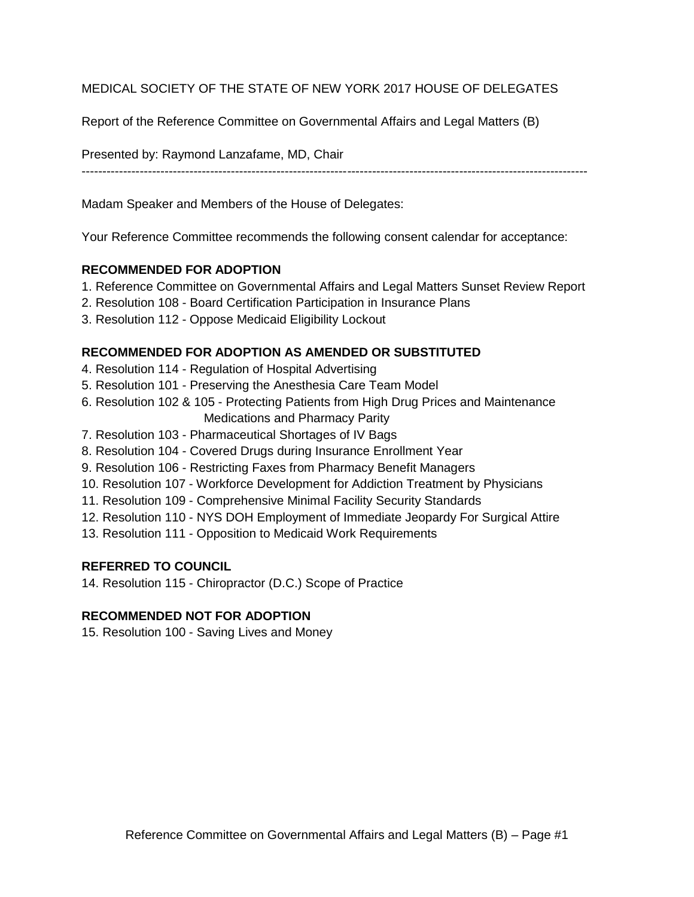MEDICAL SOCIETY OF THE STATE OF NEW YORK 2017 HOUSE OF DELEGATES

Report of the Reference Committee on Governmental Affairs and Legal Matters (B)

Presented by: Raymond Lanzafame, MD, Chair

---

Madam Speaker and Members of the House of Delegates:

Your Reference Committee recommends the following consent calendar for acceptance:

**RECOMMENDED FOR ADOPTION**

1. Reference Committee on Governmental Affairs and Legal Matters Sunset Review Report
2. Resolution 108 - Board Certification Participation in Insurance Plans
3. Resolution 112 - Oppose Medicaid Eligibility Lockout

**RECOMMENDED FOR ADOPTION AS AMENDED OR SUBSTITUTED**

4. Resolution 114 - Regulation of Hospital Advertising
5. Resolution 101 - Preserving the Anesthesia Care Team Model
6. Resolution 102 & 105 - Protecting Patients from High Drug Prices and Maintenance Medications and Pharmacy Parity
7. Resolution 103 - Pharmaceutical Shortages of IV Bags
8. Resolution 104 - Covered Drugs during Insurance Enrollment Year
9. Resolution 106 - Restricting Faxes from Pharmacy Benefit Managers
10. Resolution 107 - Workforce Development for Addiction Treatment by Physicians
11. Resolution 109 - Comprehensive Minimal Facility Security Standards
12. Resolution 110 - NYS DOH Employment of Immediate Jeopardy For Surgical Attire
13. Resolution 111 - Opposition to Medicaid Work Requirements

**REFERRED TO COUNCIL**

14. Resolution 115 - Chiropractor (D.C.) Scope of Practice

**RECOMMENDED NOT FOR ADOPTION**

15. Resolution 100 - Saving Lives and Money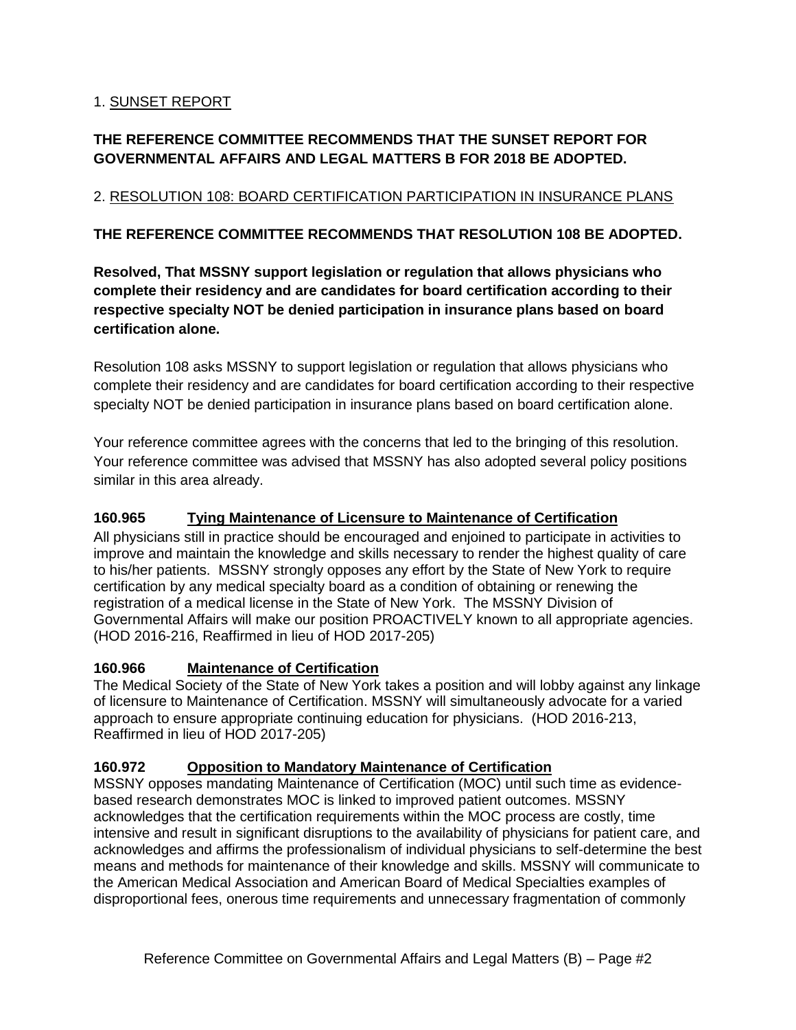1. <u>SUNSET REPORT</u>

**THE REFERENCE COMMITTEE RECOMMENDS THAT THE SUNSET REPORT FOR GOVERNMENTAL AFFAIRS AND LEGAL MATTERS B FOR 2018 BE ADOPTED.**

2. <u>RESOLUTION 108: BOARD CERTIFICATION PARTICIPATION IN INSURANCE PLANS</u>

**THE REFERENCE COMMITTEE RECOMMENDS THAT RESOLUTION 108 BE ADOPTED.**

**Resolved, That MSSNY support legislation or regulation that allows physicians who complete their residency and are candidates for board certification according to their respective specialty NOT be denied participation in insurance plans based on board certification alone.**

Resolution 108 asks MSSNY to support legislation or regulation that allows physicians who complete their residency and are candidates for board certification according to their respective specialty NOT be denied participation in insurance plans based on board certification alone.

Your reference committee agrees with the concerns that led to the bringing of this resolution. Your reference committee was advised that MSSNY has also adopted several policy positions similar in this area already.

**160.965 <u>Tying Maintenance of Licensure to Maintenance of Certification</u>**

All physicians still in practice should be encouraged and enjoined to participate in activities to improve and maintain the knowledge and skills necessary to render the highest quality of care to his/her patients. MSSNY strongly opposes any effort by the State of New York to require certification by any medical specialty board as a condition of obtaining or renewing the registration of a medical license in the State of New York. The MSSNY Division of Governmental Affairs will make our position PROACTIVELY known to all appropriate agencies. (HOD 2016-216, Reaffirmed in lieu of HOD 2017-205)

**160.966 <u>Maintenance of Certification</u>**

The Medical Society of the State of New York takes a position and will lobby against any linkage of licensure to Maintenance of Certification. MSSNY will simultaneously advocate for a varied approach to ensure appropriate continuing education for physicians. (HOD 2016-213, Reaffirmed in lieu of HOD 2017-205)

**160.972 <u>Opposition to Mandatory Maintenance of Certification</u>**

MSSNY opposes mandating Maintenance of Certification (MOC) until such time as evidence-based research demonstrates MOC is linked to improved patient outcomes. MSSNY acknowledges that the certification requirements within the MOC process are costly, time intensive and result in significant disruptions to the availability of physicians for patient care, and acknowledges and affirms the professionalism of individual physicians to self-determine the best means and methods for maintenance of their knowledge and skills. MSSNY will communicate to the American Medical Association and American Board of Medical Specialties examples of disproportional fees, onerous time requirements and unnecessary fragmentation of commonly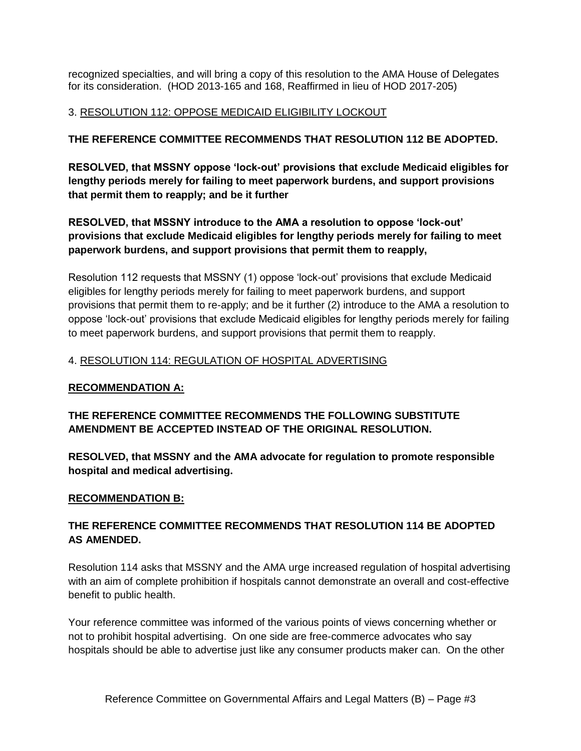recognized specialties, and will bring a copy of this resolution to the AMA House of Delegates for its consideration. (HOD 2013-165 and 168, Reaffirmed in lieu of HOD 2017-205)

3. <u>RESOLUTION 112: OPPOSE MEDICAID ELIGIBILITY LOCKOUT</u>

**THE REFERENCE COMMITTEE RECOMMENDS THAT RESOLUTION 112 BE ADOPTED.**

**RESOLVED, that MSSNY oppose 'lock-out' provisions that exclude Medicaid eligibles for lengthy periods merely for failing to meet paperwork burdens, and support provisions that permit them to reapply; and be it further**

**RESOLVED, that MSSNY introduce to the AMA a resolution to oppose 'lock-out' provisions that exclude Medicaid eligibles for lengthy periods merely for failing to meet paperwork burdens, and support provisions that permit them to reapply,**

Resolution 112 requests that MSSNY (1) oppose 'lock-out' provisions that exclude Medicaid eligibles for lengthy periods merely for failing to meet paperwork burdens, and support provisions that permit them to re-apply; and be it further (2) introduce to the AMA a resolution to oppose 'lock-out' provisions that exclude Medicaid eligibles for lengthy periods merely for failing to meet paperwork burdens, and support provisions that permit them to reapply.

4. <u>RESOLUTION 114: REGULATION OF HOSPITAL ADVERTISING</u>

**<u>RECOMMENDATION A:</u>**

**THE REFERENCE COMMITTEE RECOMMENDS THE FOLLOWING SUBSTITUTE AMENDMENT BE ACCEPTED INSTEAD OF THE ORIGINAL RESOLUTION.**

**RESOLVED, that MSSNY and the AMA advocate for regulation to promote responsible hospital and medical advertising.**

**<u>RECOMMENDATION B:</u>**

**THE REFERENCE COMMITTEE RECOMMENDS THAT RESOLUTION 114 BE ADOPTED AS AMENDED.**

Resolution 114 asks that MSSNY and the AMA urge increased regulation of hospital advertising with an aim of complete prohibition if hospitals cannot demonstrate an overall and cost-effective benefit to public health.

Your reference committee was informed of the various points of views concerning whether or not to prohibit hospital advertising. On one side are free-commerce advocates who say hospitals should be able to advertise just like any consumer products maker can. On the other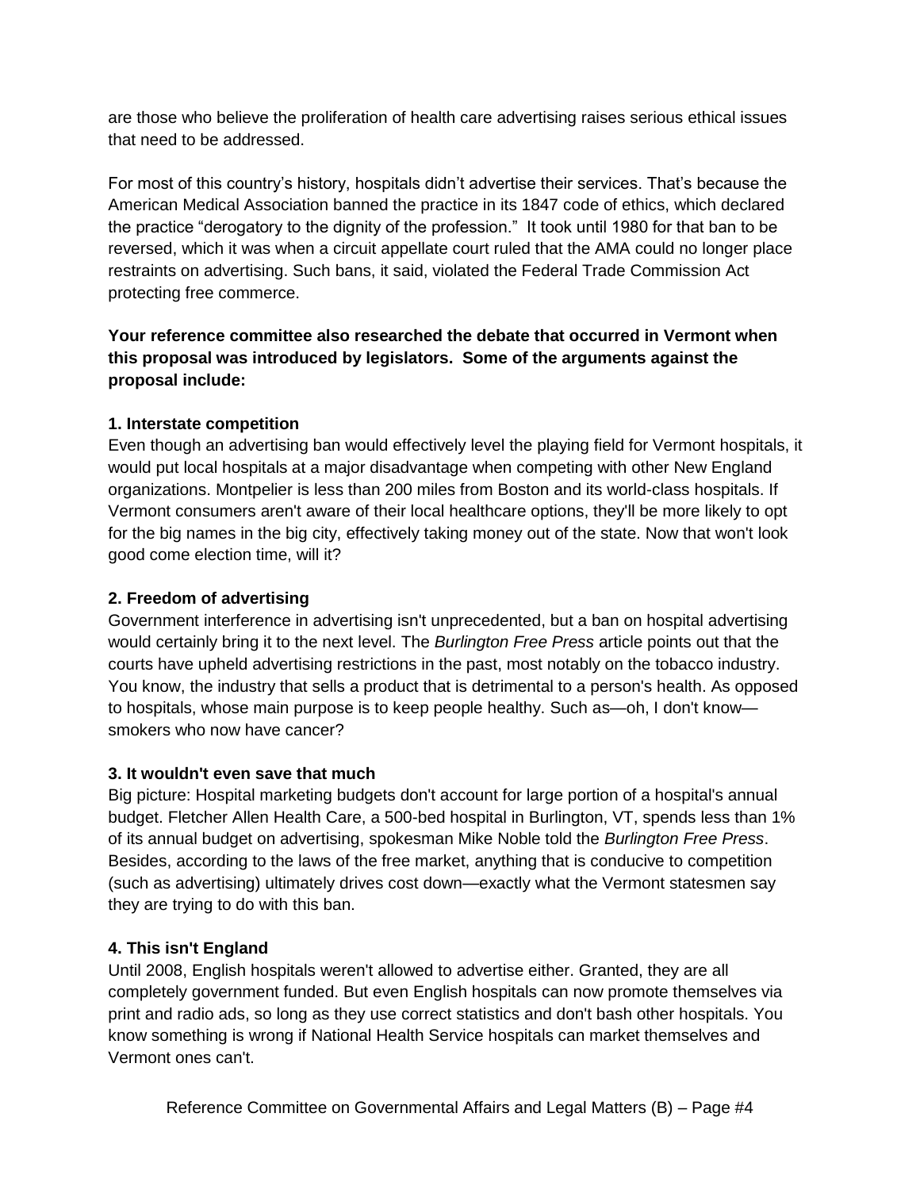are those who believe the proliferation of health care advertising raises serious ethical issues that need to be addressed.

For most of this country's history, hospitals didn't advertise their services. That's because the American Medical Association banned the practice in its 1847 code of ethics, which declared the practice "derogatory to the dignity of the profession." It took until 1980 for that ban to be reversed, which it was when a circuit appellate court ruled that the AMA could no longer place restraints on advertising. Such bans, it said, violated the Federal Trade Commission Act protecting free commerce.

**Your reference committee also researched the debate that occurred in Vermont when this proposal was introduced by legislators. Some of the arguments against the proposal include:**

**1. Interstate competition**
Even though an advertising ban would effectively level the playing field for Vermont hospitals, it would put local hospitals at a major disadvantage when competing with other New England organizations. Montpelier is less than 200 miles from Boston and its world-class hospitals. If Vermont consumers aren't aware of their local healthcare options, they'll be more likely to opt for the big names in the big city, effectively taking money out of the state. Now that won't look good come election time, will it?

**2. Freedom of advertising**
Government interference in advertising isn't unprecedented, but a ban on hospital advertising would certainly bring it to the next level. The *Burlington Free Press* article points out that the courts have upheld advertising restrictions in the past, most notably on the tobacco industry. You know, the industry that sells a product that is detrimental to a person's health. As opposed to hospitals, whose main purpose is to keep people healthy. Such as—oh, I don't know—smokers who now have cancer?

**3. It wouldn't even save that much**
Big picture: Hospital marketing budgets don't account for large portion of a hospital's annual budget. Fletcher Allen Health Care, a 500-bed hospital in Burlington, VT, spends less than 1% of its annual budget on advertising, spokesman Mike Noble told the *Burlington Free Press*. Besides, according to the laws of the free market, anything that is conducive to competition (such as advertising) ultimately drives cost down—exactly what the Vermont statesmen say they are trying to do with this ban.

**4. This isn't England**
Until 2008, English hospitals weren't allowed to advertise either. Granted, they are all completely government funded. But even English hospitals can now promote themselves via print and radio ads, so long as they use correct statistics and don't bash other hospitals. You know something is wrong if National Health Service hospitals can market themselves and Vermont ones can't.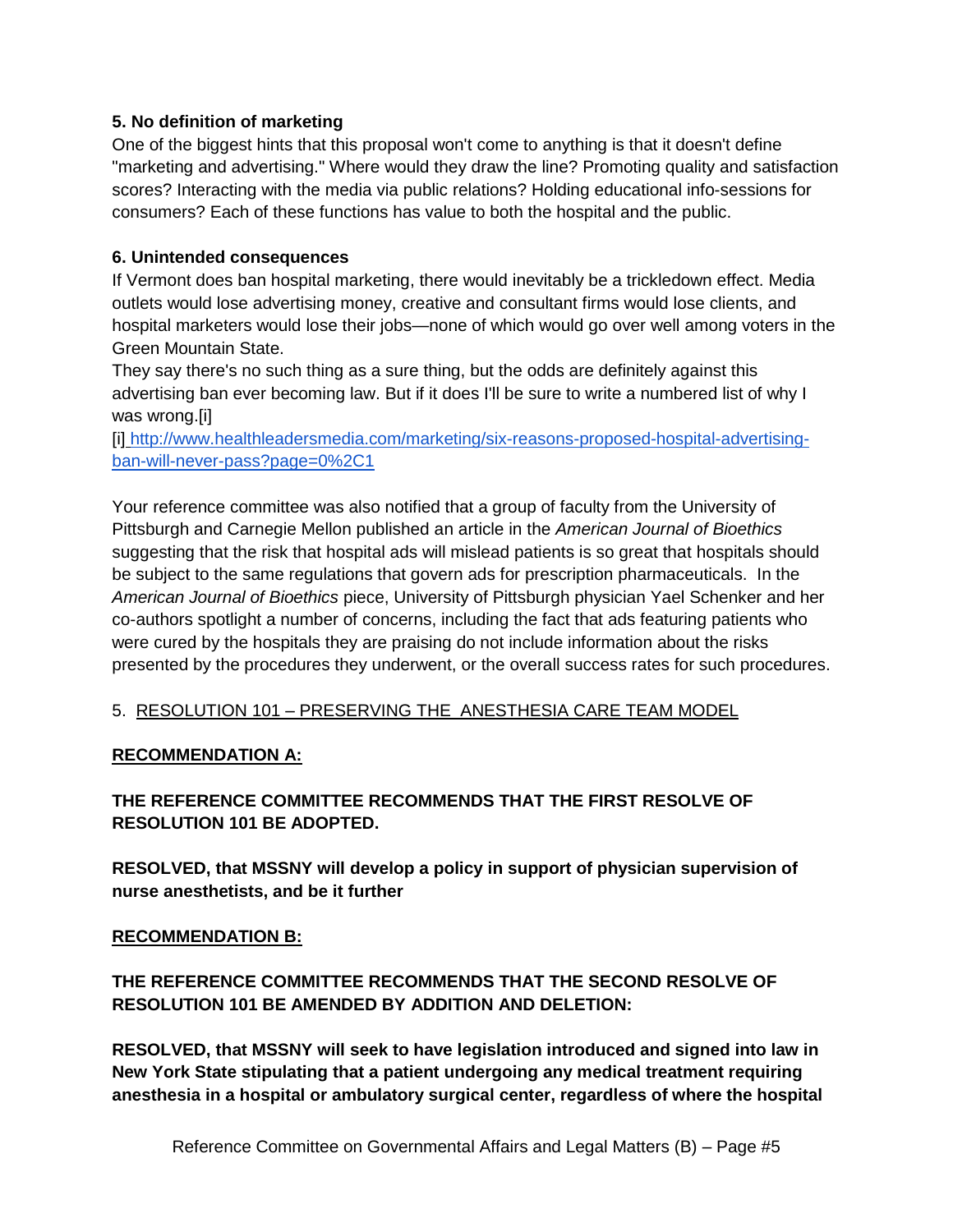**5. No definition of marketing**

One of the biggest hints that this proposal won't come to anything is that it doesn't define "marketing and advertising." Where would they draw the line? Promoting quality and satisfaction scores? Interacting with the media via public relations? Holding educational info-sessions for consumers? Each of these functions has value to both the hospital and the public.

**6. Unintended consequences**

If Vermont does ban hospital marketing, there would inevitably be a trickledown effect. Media outlets would lose advertising money, creative and consultant firms would lose clients, and hospital marketers would lose their jobs—none of which would go over well among voters in the Green Mountain State.

They say there's no such thing as a sure thing, but the odds are definitely against this advertising ban ever becoming law. But if it does I'll be sure to write a numbered list of why I was wrong.[i]

[i] http://www.healthleadersmedia.com/marketing/six-reasons-proposed-hospital-advertising-ban-will-never-pass?page=0%2C1

Your reference committee was also notified that a group of faculty from the University of Pittsburgh and Carnegie Mellon published an article in the *American Journal of Bioethics* suggesting that the risk that hospital ads will mislead patients is so great that hospitals should be subject to the same regulations that govern ads for prescription pharmaceuticals. In the *American Journal of Bioethics* piece, University of Pittsburgh physician Yael Schenker and her co-authors spotlight a number of concerns, including the fact that ads featuring patients who were cured by the hospitals they are praising do not include information about the risks presented by the procedures they underwent, or the overall success rates for such procedures.

5. <u>RESOLUTION 101 – PRESERVING THE ANESTHESIA CARE TEAM MODEL</u>

**<u>RECOMMENDATION A:</u>**

**THE REFERENCE COMMITTEE RECOMMENDS THAT THE FIRST RESOLVE OF RESOLUTION 101 BE ADOPTED.**

**RESOLVED, that MSSNY will develop a policy in support of physician supervision of nurse anesthetists, and be it further**

**<u>RECOMMENDATION B:</u>**

**THE REFERENCE COMMITTEE RECOMMENDS THAT THE SECOND RESOLVE OF RESOLUTION 101 BE AMENDED BY ADDITION AND DELETION:**

**RESOLVED, that MSSNY will seek to have legislation introduced and signed into law in New York State stipulating that a patient undergoing any medical treatment requiring anesthesia in a hospital or ambulatory surgical center, regardless of where the hospital**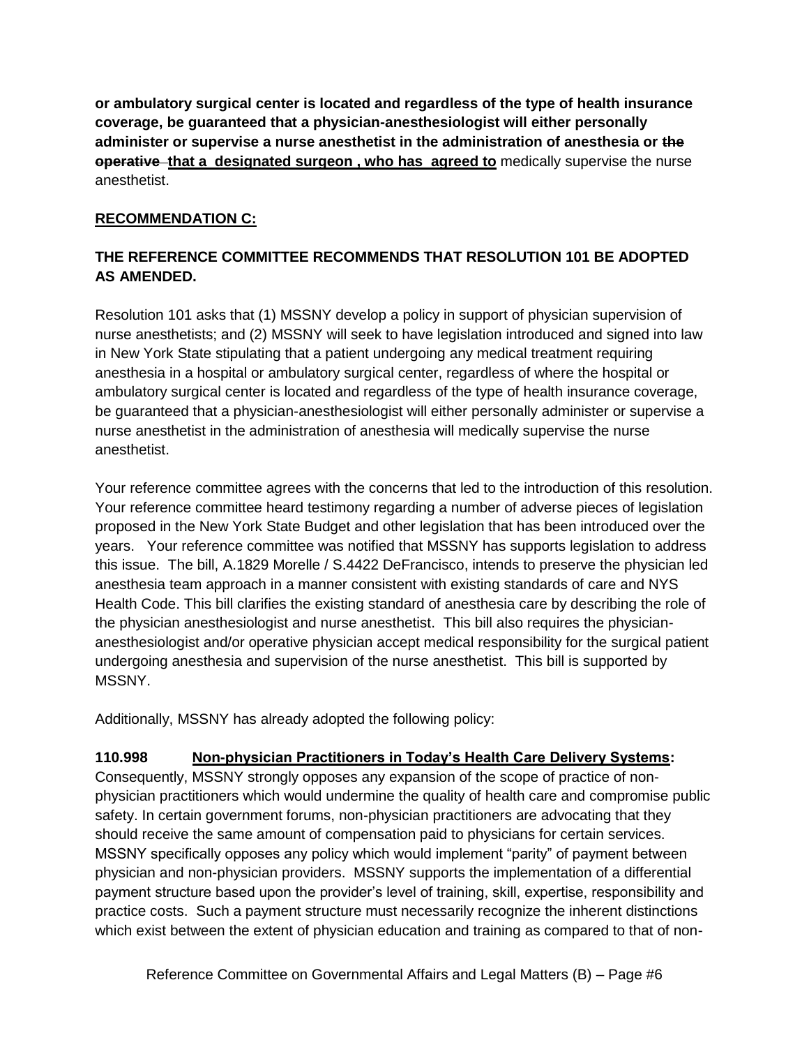**or ambulatory surgical center is located and regardless of the type of health insurance coverage, be guaranteed that a physician-anesthesiologist will either personally administer or supervise a nurse anesthetist in the administration of anesthesia or ~~the operative~~ <u>that a designated surgeon , who has agreed to</u>** medically supervise the nurse anesthetist.

**<u>RECOMMENDATION C:</u>**

**THE REFERENCE COMMITTEE RECOMMENDS THAT RESOLUTION 101 BE ADOPTED AS AMENDED.**

Resolution 101 asks that (1) MSSNY develop a policy in support of physician supervision of nurse anesthetists; and (2) MSSNY will seek to have legislation introduced and signed into law in New York State stipulating that a patient undergoing any medical treatment requiring anesthesia in a hospital or ambulatory surgical center, regardless of where the hospital or ambulatory surgical center is located and regardless of the type of health insurance coverage, be guaranteed that a physician-anesthesiologist will either personally administer or supervise a nurse anesthetist in the administration of anesthesia will medically supervise the nurse anesthetist.

Your reference committee agrees with the concerns that led to the introduction of this resolution. Your reference committee heard testimony regarding a number of adverse pieces of legislation proposed in the New York State Budget and other legislation that has been introduced over the years. Your reference committee was notified that MSSNY has supports legislation to address this issue. The bill, A.1829 Morelle / S.4422 DeFrancisco, intends to preserve the physician led anesthesia team approach in a manner consistent with existing standards of care and NYS Health Code. This bill clarifies the existing standard of anesthesia care by describing the role of the physician anesthesiologist and nurse anesthetist. This bill also requires the physician-anesthesiologist and/or operative physician accept medical responsibility for the surgical patient undergoing anesthesia and supervision of the nurse anesthetist. This bill is supported by MSSNY.

Additionally, MSSNY has already adopted the following policy:

**110.998 <u>Non-physician Practitioners in Today's Health Care Delivery Systems</u>:**
Consequently, MSSNY strongly opposes any expansion of the scope of practice of non-physician practitioners which would undermine the quality of health care and compromise public safety. In certain government forums, non-physician practitioners are advocating that they should receive the same amount of compensation paid to physicians for certain services. MSSNY specifically opposes any policy which would implement "parity" of payment between physician and non-physician providers. MSSNY supports the implementation of a differential payment structure based upon the provider's level of training, skill, expertise, responsibility and practice costs. Such a payment structure must necessarily recognize the inherent distinctions which exist between the extent of physician education and training as compared to that of non-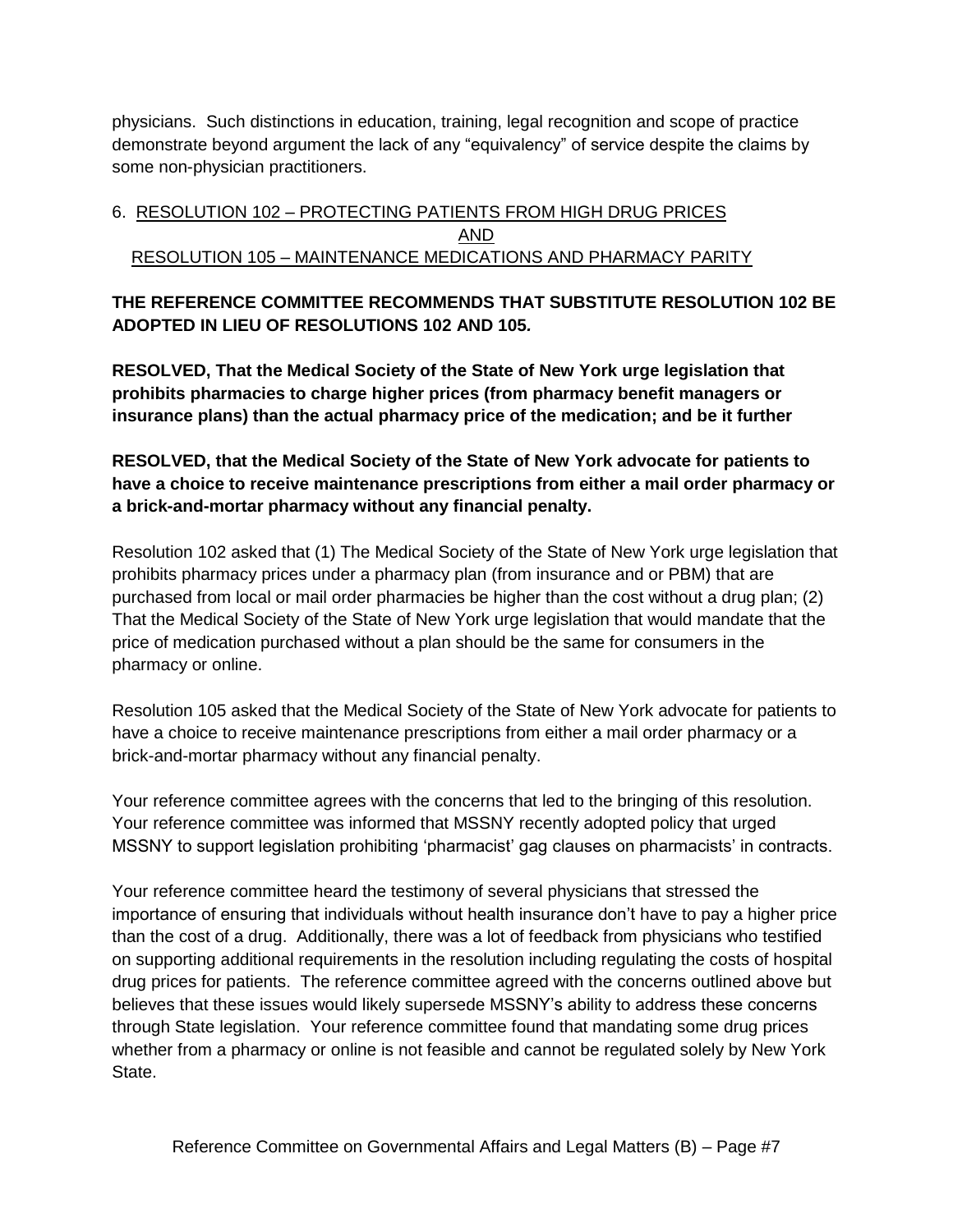physicians. Such distinctions in education, training, legal recognition and scope of practice demonstrate beyond argument the lack of any "equivalency" of service despite the claims by some non-physician practitioners.

6. RESOLUTION 102 – PROTECTING PATIENTS FROM HIGH DRUG PRICES
AND
RESOLUTION 105 – MAINTENANCE MEDICATIONS AND PHARMACY PARITY

**THE REFERENCE COMMITTEE RECOMMENDS THAT SUBSTITUTE RESOLUTION 102 BE ADOPTED IN LIEU OF RESOLUTIONS 102 AND 105.**

**RESOLVED, That the Medical Society of the State of New York urge legislation that prohibits pharmacies to charge higher prices (from pharmacy benefit managers or insurance plans) than the actual pharmacy price of the medication; and be it further**

**RESOLVED, that the Medical Society of the State of New York advocate for patients to have a choice to receive maintenance prescriptions from either a mail order pharmacy or a brick-and-mortar pharmacy without any financial penalty.**

Resolution 102 asked that (1) The Medical Society of the State of New York urge legislation that prohibits pharmacy prices under a pharmacy plan (from insurance and or PBM) that are purchased from local or mail order pharmacies be higher than the cost without a drug plan; (2) That the Medical Society of the State of New York urge legislation that would mandate that the price of medication purchased without a plan should be the same for consumers in the pharmacy or online.

Resolution 105 asked that the Medical Society of the State of New York advocate for patients to have a choice to receive maintenance prescriptions from either a mail order pharmacy or a brick-and-mortar pharmacy without any financial penalty.

Your reference committee agrees with the concerns that led to the bringing of this resolution. Your reference committee was informed that MSSNY recently adopted policy that urged MSSNY to support legislation prohibiting 'pharmacist' gag clauses on pharmacists' in contracts.

Your reference committee heard the testimony of several physicians that stressed the importance of ensuring that individuals without health insurance don't have to pay a higher price than the cost of a drug. Additionally, there was a lot of feedback from physicians who testified on supporting additional requirements in the resolution including regulating the costs of hospital drug prices for patients. The reference committee agreed with the concerns outlined above but believes that these issues would likely supersede MSSNY's ability to address these concerns through State legislation. Your reference committee found that mandating some drug prices whether from a pharmacy or online is not feasible and cannot be regulated solely by New York State.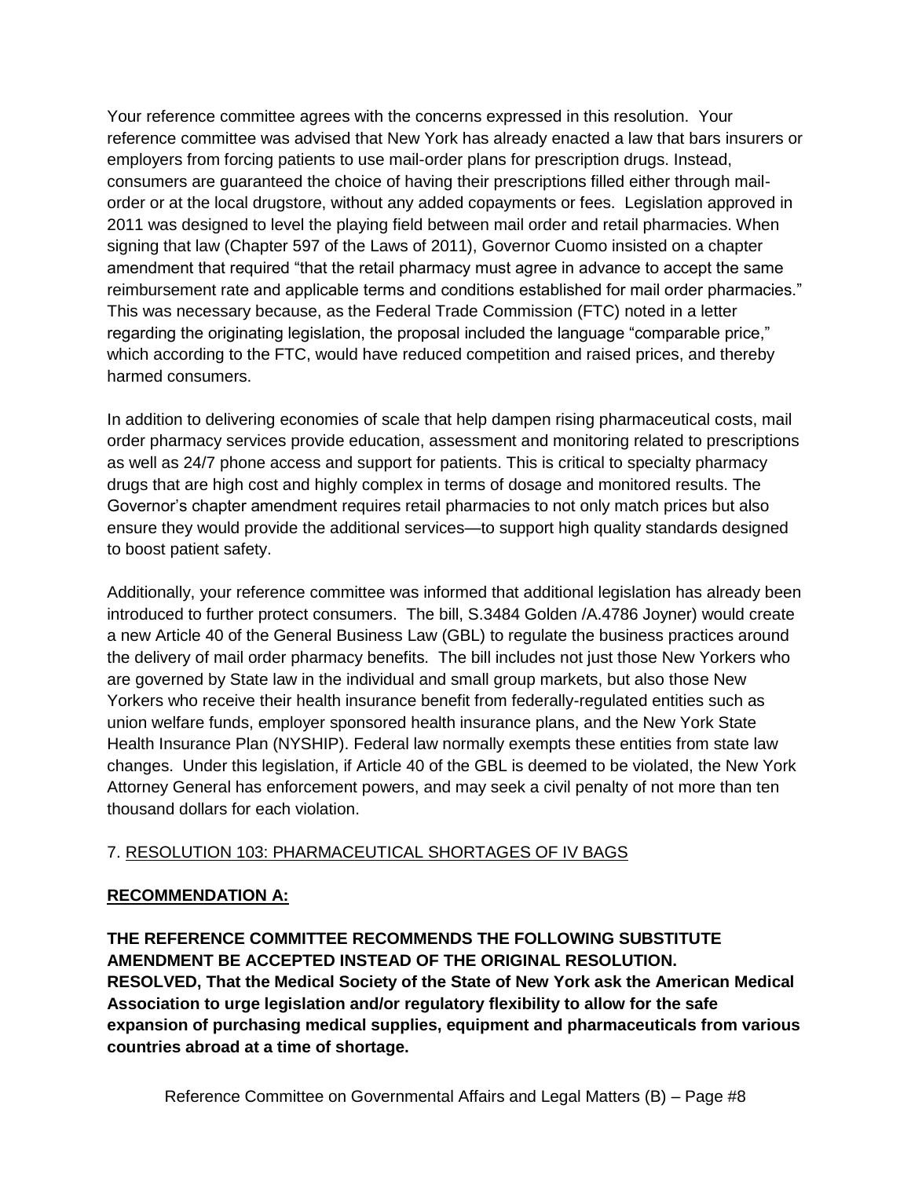Your reference committee agrees with the concerns expressed in this resolution. Your reference committee was advised that New York has already enacted a law that bars insurers or employers from forcing patients to use mail-order plans for prescription drugs. Instead, consumers are guaranteed the choice of having their prescriptions filled either through mail-order or at the local drugstore, without any added copayments or fees. Legislation approved in 2011 was designed to level the playing field between mail order and retail pharmacies. When signing that law (Chapter 597 of the Laws of 2011), Governor Cuomo insisted on a chapter amendment that required "that the retail pharmacy must agree in advance to accept the same reimbursement rate and applicable terms and conditions established for mail order pharmacies." This was necessary because, as the Federal Trade Commission (FTC) noted in a letter regarding the originating legislation, the proposal included the language "comparable price," which according to the FTC, would have reduced competition and raised prices, and thereby harmed consumers.

In addition to delivering economies of scale that help dampen rising pharmaceutical costs, mail order pharmacy services provide education, assessment and monitoring related to prescriptions as well as 24/7 phone access and support for patients. This is critical to specialty pharmacy drugs that are high cost and highly complex in terms of dosage and monitored results. The Governor's chapter amendment requires retail pharmacies to not only match prices but also ensure they would provide the additional services—to support high quality standards designed to boost patient safety.

Additionally, your reference committee was informed that additional legislation has already been introduced to further protect consumers. The bill, S.3484 Golden /A.4786 Joyner) would create a new Article 40 of the General Business Law (GBL) to regulate the business practices around the delivery of mail order pharmacy benefits. The bill includes not just those New Yorkers who are governed by State law in the individual and small group markets, but also those New Yorkers who receive their health insurance benefit from federally-regulated entities such as union welfare funds, employer sponsored health insurance plans, and the New York State Health Insurance Plan (NYSHIP). Federal law normally exempts these entities from state law changes. Under this legislation, if Article 40 of the GBL is deemed to be violated, the New York Attorney General has enforcement powers, and may seek a civil penalty of not more than ten thousand dollars for each violation.

7. RESOLUTION 103: PHARMACEUTICAL SHORTAGES OF IV BAGS

**RECOMMENDATION A:**

**THE REFERENCE COMMITTEE RECOMMENDS THE FOLLOWING SUBSTITUTE AMENDMENT BE ACCEPTED INSTEAD OF THE ORIGINAL RESOLUTION.**
**RESOLVED, That the Medical Society of the State of New York ask the American Medical Association to urge legislation and/or regulatory flexibility to allow for the safe expansion of purchasing medical supplies, equipment and pharmaceuticals from various countries abroad at a time of shortage.**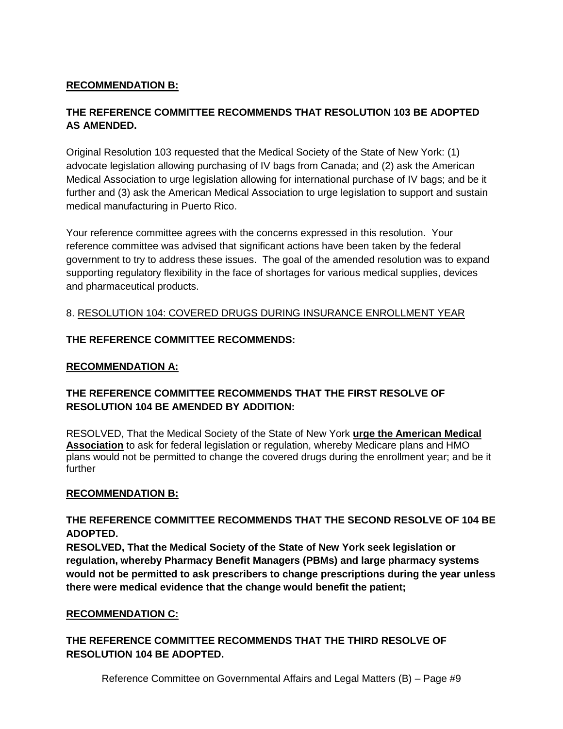**RECOMMENDATION B:**

**THE REFERENCE COMMITTEE RECOMMENDS THAT RESOLUTION 103 BE ADOPTED AS AMENDED.**

Original Resolution 103 requested that the Medical Society of the State of New York: (1) advocate legislation allowing purchasing of IV bags from Canada; and (2) ask the American Medical Association to urge legislation allowing for international purchase of IV bags; and be it further and (3) ask the American Medical Association to urge legislation to support and sustain medical manufacturing in Puerto Rico.

Your reference committee agrees with the concerns expressed in this resolution. Your reference committee was advised that significant actions have been taken by the federal government to try to address these issues. The goal of the amended resolution was to expand supporting regulatory flexibility in the face of shortages for various medical supplies, devices and pharmaceutical products.

8. RESOLUTION 104: COVERED DRUGS DURING INSURANCE ENROLLMENT YEAR

**THE REFERENCE COMMITTEE RECOMMENDS:**

**RECOMMENDATION A:**

**THE REFERENCE COMMITTEE RECOMMENDS THAT THE FIRST RESOLVE OF RESOLUTION 104 BE AMENDED BY ADDITION:**

RESOLVED, That the Medical Society of the State of New York **urge the American Medical Association** to ask for federal legislation or regulation, whereby Medicare plans and HMO plans would not be permitted to change the covered drugs during the enrollment year; and be it further

**RECOMMENDATION B:**

**THE REFERENCE COMMITTEE RECOMMENDS THAT THE SECOND RESOLVE OF 104 BE ADOPTED.**

**RESOLVED, That the Medical Society of the State of New York seek legislation or regulation, whereby Pharmacy Benefit Managers (PBMs) and large pharmacy systems would not be permitted to ask prescribers to change prescriptions during the year unless there were medical evidence that the change would benefit the patient;**

**RECOMMENDATION C:**

**THE REFERENCE COMMITTEE RECOMMENDS THAT THE THIRD RESOLVE OF RESOLUTION 104 BE ADOPTED.**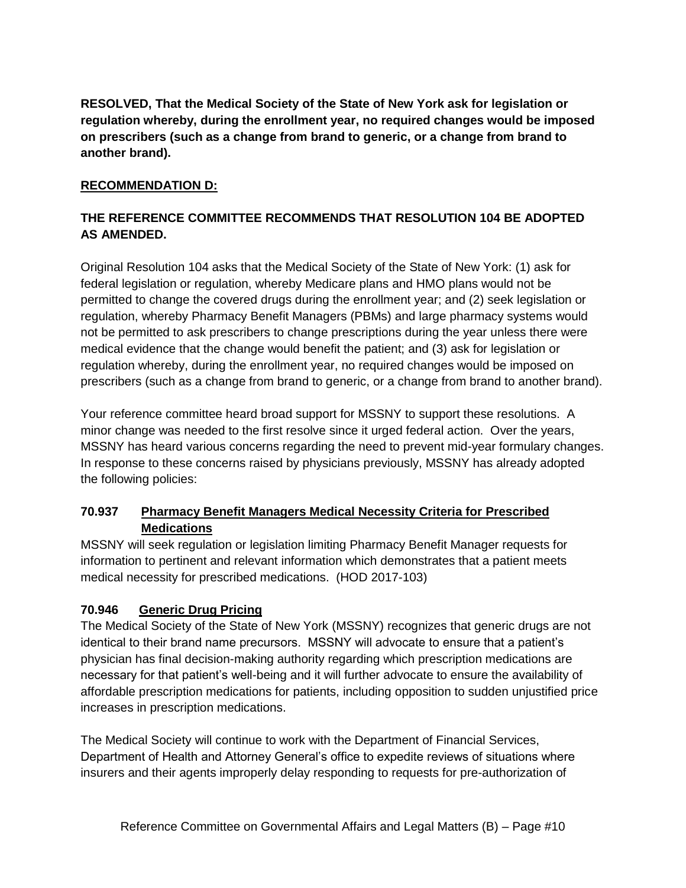**RESOLVED, That the Medical Society of the State of New York ask for legislation or regulation whereby, during the enrollment year, no required changes would be imposed on prescribers (such as a change from brand to generic, or a change from brand to another brand).**

**RECOMMENDATION D:**

**THE REFERENCE COMMITTEE RECOMMENDS THAT RESOLUTION 104 BE ADOPTED AS AMENDED.**

Original Resolution 104 asks that the Medical Society of the State of New York: (1) ask for federal legislation or regulation, whereby Medicare plans and HMO plans would not be permitted to change the covered drugs during the enrollment year; and (2) seek legislation or regulation, whereby Pharmacy Benefit Managers (PBMs) and large pharmacy systems would not be permitted to ask prescribers to change prescriptions during the year unless there were medical evidence that the change would benefit the patient; and (3) ask for legislation or regulation whereby, during the enrollment year, no required changes would be imposed on prescribers (such as a change from brand to generic, or a change from brand to another brand).

Your reference committee heard broad support for MSSNY to support these resolutions. A minor change was needed to the first resolve since it urged federal action. Over the years, MSSNY has heard various concerns regarding the need to prevent mid-year formulary changes. In response to these concerns raised by physicians previously, MSSNY has already adopted the following policies:

**70.937 Pharmacy Benefit Managers Medical Necessity Criteria for Prescribed Medications**

MSSNY will seek regulation or legislation limiting Pharmacy Benefit Manager requests for information to pertinent and relevant information which demonstrates that a patient meets medical necessity for prescribed medications. (HOD 2017-103)

**70.946 Generic Drug Pricing**

The Medical Society of the State of New York (MSSNY) recognizes that generic drugs are not identical to their brand name precursors. MSSNY will advocate to ensure that a patient's physician has final decision-making authority regarding which prescription medications are necessary for that patient's well-being and it will further advocate to ensure the availability of affordable prescription medications for patients, including opposition to sudden unjustified price increases in prescription medications.

The Medical Society will continue to work with the Department of Financial Services, Department of Health and Attorney General's office to expedite reviews of situations where insurers and their agents improperly delay responding to requests for pre-authorization of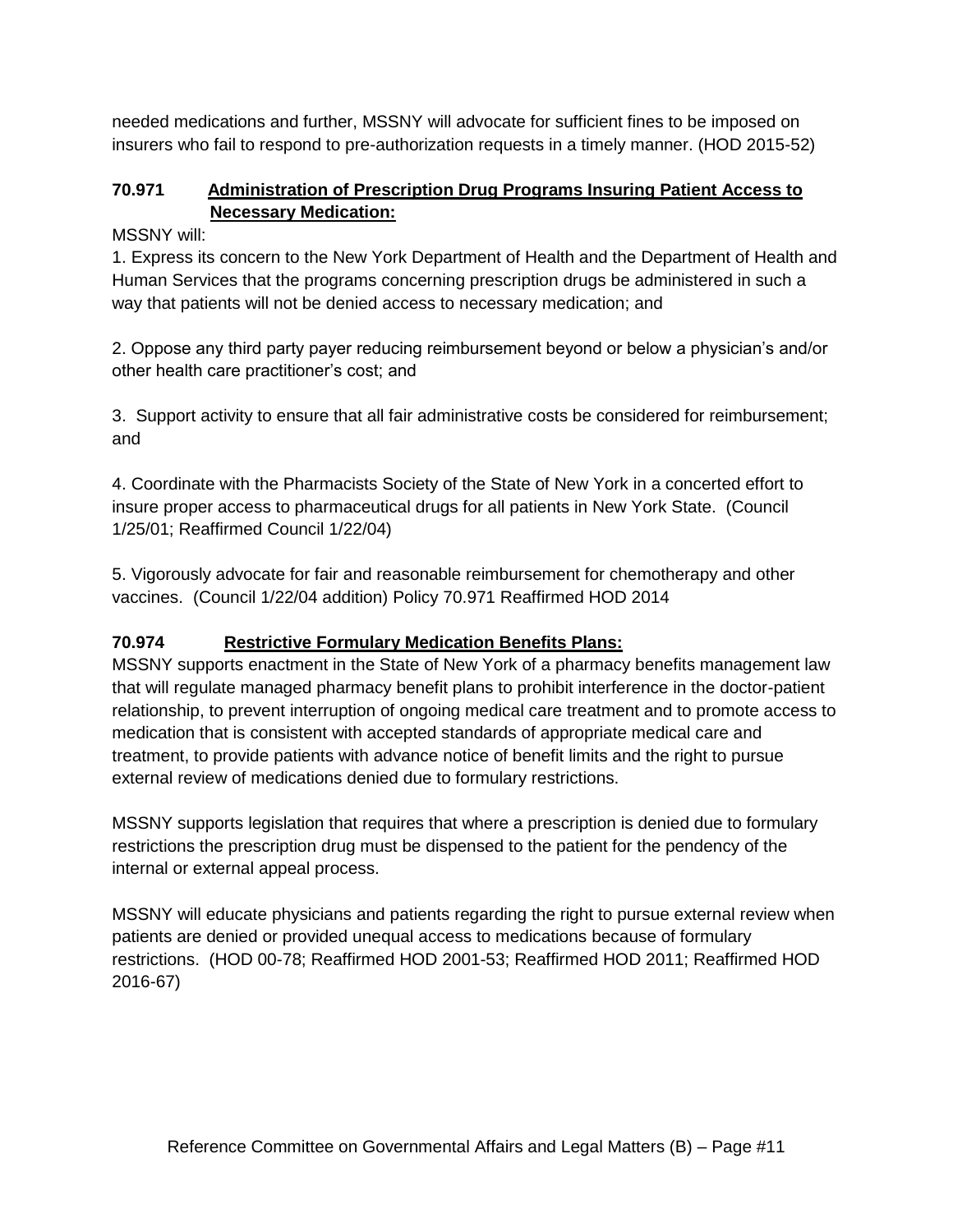needed medications and further, MSSNY will advocate for sufficient fines to be imposed on insurers who fail to respond to pre-authorization requests in a timely manner. (HOD 2015-52)

**70.971 Administration of Prescription Drug Programs Insuring Patient Access to Necessary Medication:**

MSSNY will:

1. Express its concern to the New York Department of Health and the Department of Health and Human Services that the programs concerning prescription drugs be administered in such a way that patients will not be denied access to necessary medication; and

2. Oppose any third party payer reducing reimbursement beyond or below a physician's and/or other health care practitioner's cost; and

3. Support activity to ensure that all fair administrative costs be considered for reimbursement; and

4. Coordinate with the Pharmacists Society of the State of New York in a concerted effort to insure proper access to pharmaceutical drugs for all patients in New York State. (Council 1/25/01; Reaffirmed Council 1/22/04)

5. Vigorously advocate for fair and reasonable reimbursement for chemotherapy and other vaccines. (Council 1/22/04 addition) Policy 70.971 Reaffirmed HOD 2014

**70.974 Restrictive Formulary Medication Benefits Plans:**

MSSNY supports enactment in the State of New York of a pharmacy benefits management law that will regulate managed pharmacy benefit plans to prohibit interference in the doctor-patient relationship, to prevent interruption of ongoing medical care treatment and to promote access to medication that is consistent with accepted standards of appropriate medical care and treatment, to provide patients with advance notice of benefit limits and the right to pursue external review of medications denied due to formulary restrictions.

MSSNY supports legislation that requires that where a prescription is denied due to formulary restrictions the prescription drug must be dispensed to the patient for the pendency of the internal or external appeal process.

MSSNY will educate physicians and patients regarding the right to pursue external review when patients are denied or provided unequal access to medications because of formulary restrictions. (HOD 00-78; Reaffirmed HOD 2001-53; Reaffirmed HOD 2011; Reaffirmed HOD 2016-67)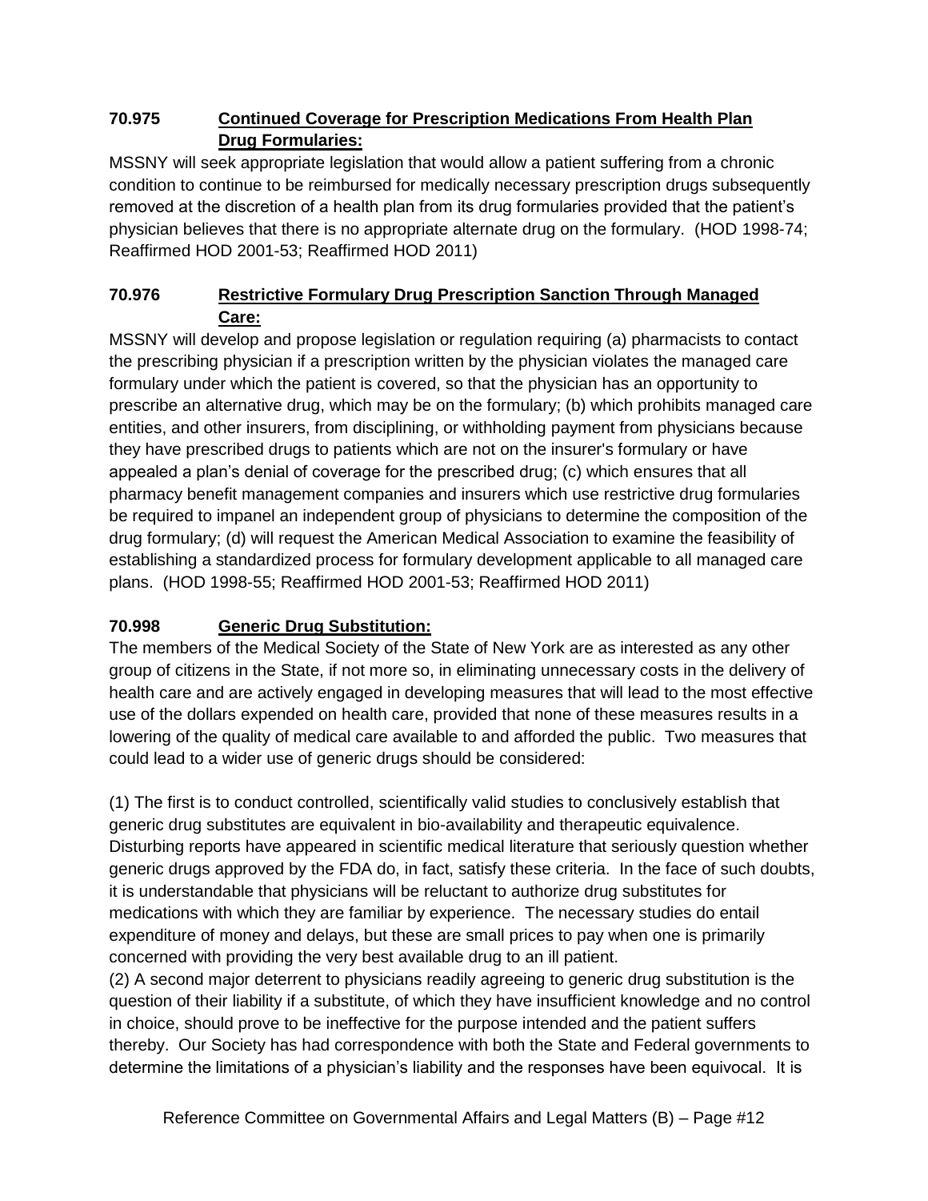**70.975 Continued Coverage for Prescription Medications From Health Plan Drug Formularies:**

MSSNY will seek appropriate legislation that would allow a patient suffering from a chronic condition to continue to be reimbursed for medically necessary prescription drugs subsequently removed at the discretion of a health plan from its drug formularies provided that the patient's physician believes that there is no appropriate alternate drug on the formulary. (HOD 1998-74; Reaffirmed HOD 2001-53; Reaffirmed HOD 2011)

**70.976 Restrictive Formulary Drug Prescription Sanction Through Managed Care:**

MSSNY will develop and propose legislation or regulation requiring (a) pharmacists to contact the prescribing physician if a prescription written by the physician violates the managed care formulary under which the patient is covered, so that the physician has an opportunity to prescribe an alternative drug, which may be on the formulary; (b) which prohibits managed care entities, and other insurers, from disciplining, or withholding payment from physicians because they have prescribed drugs to patients which are not on the insurer's formulary or have appealed a plan's denial of coverage for the prescribed drug; (c) which ensures that all pharmacy benefit management companies and insurers which use restrictive drug formularies be required to impanel an independent group of physicians to determine the composition of the drug formulary; (d) will request the American Medical Association to examine the feasibility of establishing a standardized process for formulary development applicable to all managed care plans. (HOD 1998-55; Reaffirmed HOD 2001-53; Reaffirmed HOD 2011)

**70.998 Generic Drug Substitution:**

The members of the Medical Society of the State of New York are as interested as any other group of citizens in the State, if not more so, in eliminating unnecessary costs in the delivery of health care and are actively engaged in developing measures that will lead to the most effective use of the dollars expended on health care, provided that none of these measures results in a lowering of the quality of medical care available to and afforded the public. Two measures that could lead to a wider use of generic drugs should be considered:

(1) The first is to conduct controlled, scientifically valid studies to conclusively establish that generic drug substitutes are equivalent in bio-availability and therapeutic equivalence. Disturbing reports have appeared in scientific medical literature that seriously question whether generic drugs approved by the FDA do, in fact, satisfy these criteria. In the face of such doubts, it is understandable that physicians will be reluctant to authorize drug substitutes for medications with which they are familiar by experience. The necessary studies do entail expenditure of money and delays, but these are small prices to pay when one is primarily concerned with providing the very best available drug to an ill patient.

(2) A second major deterrent to physicians readily agreeing to generic drug substitution is the question of their liability if a substitute, of which they have insufficient knowledge and no control in choice, should prove to be ineffective for the purpose intended and the patient suffers thereby. Our Society has had correspondence with both the State and Federal governments to determine the limitations of a physician's liability and the responses have been equivocal. It is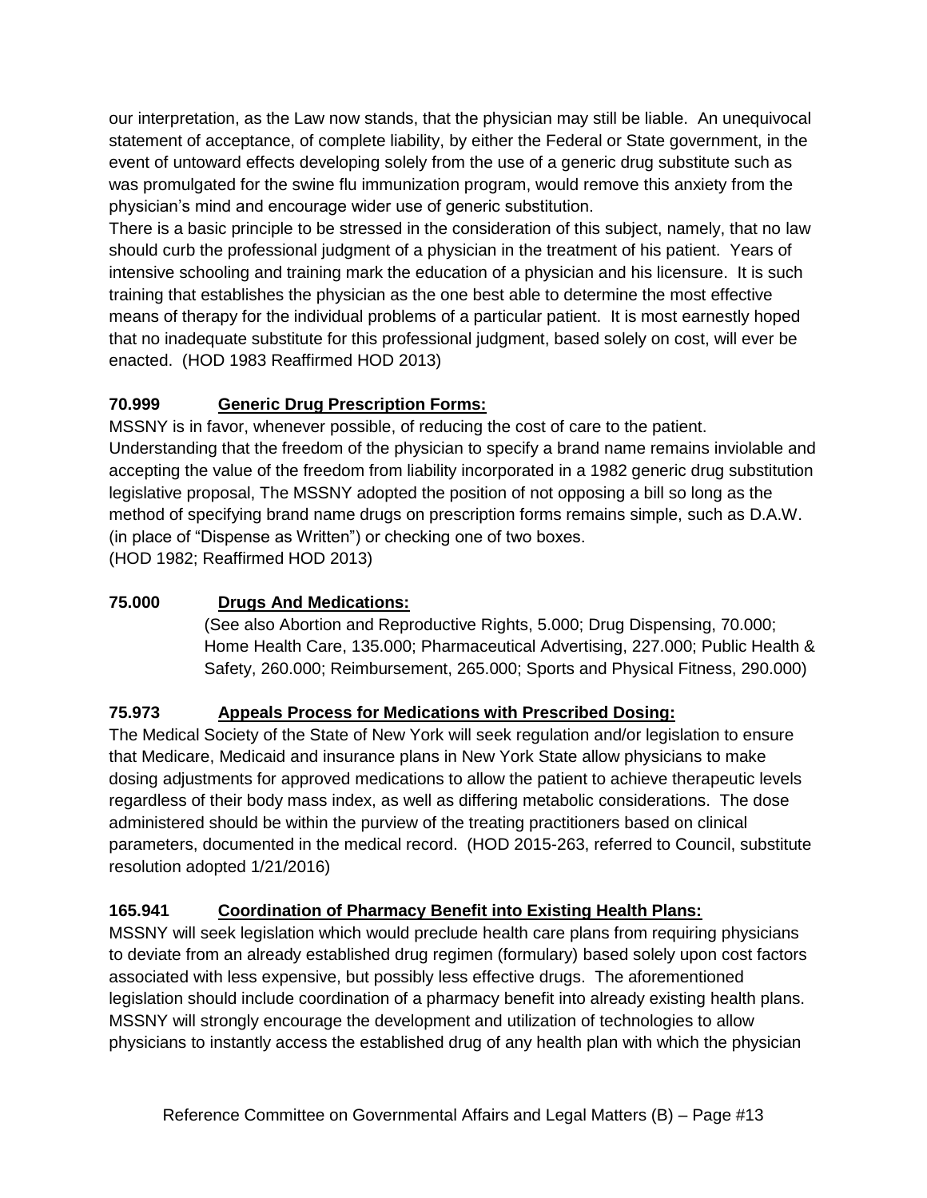our interpretation, as the Law now stands, that the physician may still be liable. An unequivocal statement of acceptance, of complete liability, by either the Federal or State government, in the event of untoward effects developing solely from the use of a generic drug substitute such as was promulgated for the swine flu immunization program, would remove this anxiety from the physician's mind and encourage wider use of generic substitution.

There is a basic principle to be stressed in the consideration of this subject, namely, that no law should curb the professional judgment of a physician in the treatment of his patient. Years of intensive schooling and training mark the education of a physician and his licensure. It is such training that establishes the physician as the one best able to determine the most effective means of therapy for the individual problems of a particular patient. It is most earnestly hoped that no inadequate substitute for this professional judgment, based solely on cost, will ever be enacted. (HOD 1983 Reaffirmed HOD 2013)

**70.999 Generic Drug Prescription Forms:**

MSSNY is in favor, whenever possible, of reducing the cost of care to the patient. Understanding that the freedom of the physician to specify a brand name remains inviolable and accepting the value of the freedom from liability incorporated in a 1982 generic drug substitution legislative proposal, The MSSNY adopted the position of not opposing a bill so long as the method of specifying brand name drugs on prescription forms remains simple, such as D.A.W. (in place of "Dispense as Written") or checking one of two boxes.
(HOD 1982; Reaffirmed HOD 2013)

**75.000 Drugs And Medications:**

(See also Abortion and Reproductive Rights, 5.000; Drug Dispensing, 70.000; Home Health Care, 135.000; Pharmaceutical Advertising, 227.000; Public Health & Safety, 260.000; Reimbursement, 265.000; Sports and Physical Fitness, 290.000)

**75.973 Appeals Process for Medications with Prescribed Dosing:**

The Medical Society of the State of New York will seek regulation and/or legislation to ensure that Medicare, Medicaid and insurance plans in New York State allow physicians to make dosing adjustments for approved medications to allow the patient to achieve therapeutic levels regardless of their body mass index, as well as differing metabolic considerations. The dose administered should be within the purview of the treating practitioners based on clinical parameters, documented in the medical record. (HOD 2015-263, referred to Council, substitute resolution adopted 1/21/2016)

**165.941 Coordination of Pharmacy Benefit into Existing Health Plans:**

MSSNY will seek legislation which would preclude health care plans from requiring physicians to deviate from an already established drug regimen (formulary) based solely upon cost factors associated with less expensive, but possibly less effective drugs. The aforementioned legislation should include coordination of a pharmacy benefit into already existing health plans. MSSNY will strongly encourage the development and utilization of technologies to allow physicians to instantly access the established drug of any health plan with which the physician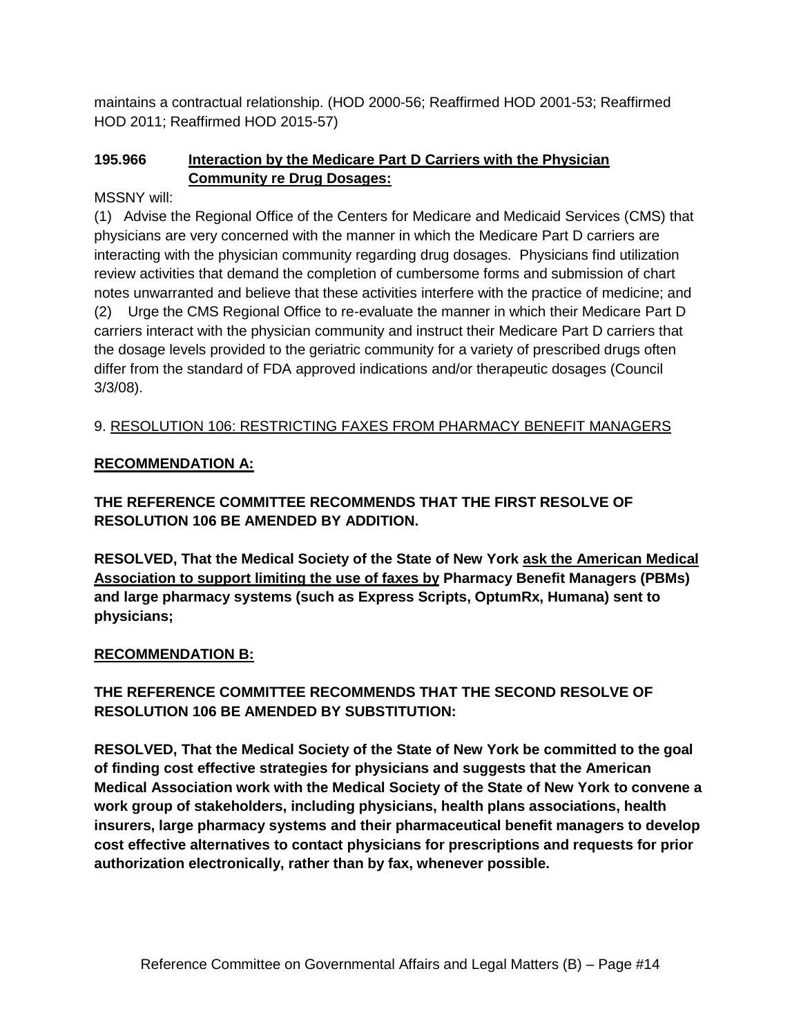maintains a contractual relationship. (HOD 2000-56; Reaffirmed HOD 2001-53; Reaffirmed HOD 2011; Reaffirmed HOD 2015-57)

**195.966 Interaction by the Medicare Part D Carriers with the Physician Community re Drug Dosages:**

MSSNY will:

(1) Advise the Regional Office of the Centers for Medicare and Medicaid Services (CMS) that physicians are very concerned with the manner in which the Medicare Part D carriers are interacting with the physician community regarding drug dosages. Physicians find utilization review activities that demand the completion of cumbersome forms and submission of chart notes unwarranted and believe that these activities interfere with the practice of medicine; and

(2) Urge the CMS Regional Office to re-evaluate the manner in which their Medicare Part D carriers interact with the physician community and instruct their Medicare Part D carriers that the dosage levels provided to the geriatric community for a variety of prescribed drugs often differ from the standard of FDA approved indications and/or therapeutic dosages (Council 3/3/08).

9. RESOLUTION 106: RESTRICTING FAXES FROM PHARMACY BENEFIT MANAGERS

**RECOMMENDATION A:**

**THE REFERENCE COMMITTEE RECOMMENDS THAT THE FIRST RESOLVE OF RESOLUTION 106 BE AMENDED BY ADDITION.**

**RESOLVED, That the Medical Society of the State of New York ask the American Medical Association to support limiting the use of faxes by Pharmacy Benefit Managers (PBMs) and large pharmacy systems (such as Express Scripts, OptumRx, Humana) sent to physicians;**

**RECOMMENDATION B:**

**THE REFERENCE COMMITTEE RECOMMENDS THAT THE SECOND RESOLVE OF RESOLUTION 106 BE AMENDED BY SUBSTITUTION:**

**RESOLVED, That the Medical Society of the State of New York be committed to the goal of finding cost effective strategies for physicians and suggests that the American Medical Association work with the Medical Society of the State of New York to convene a work group of stakeholders, including physicians, health plans associations, health insurers, large pharmacy systems and their pharmaceutical benefit managers to develop cost effective alternatives to contact physicians for prescriptions and requests for prior authorization electronically, rather than by fax, whenever possible.**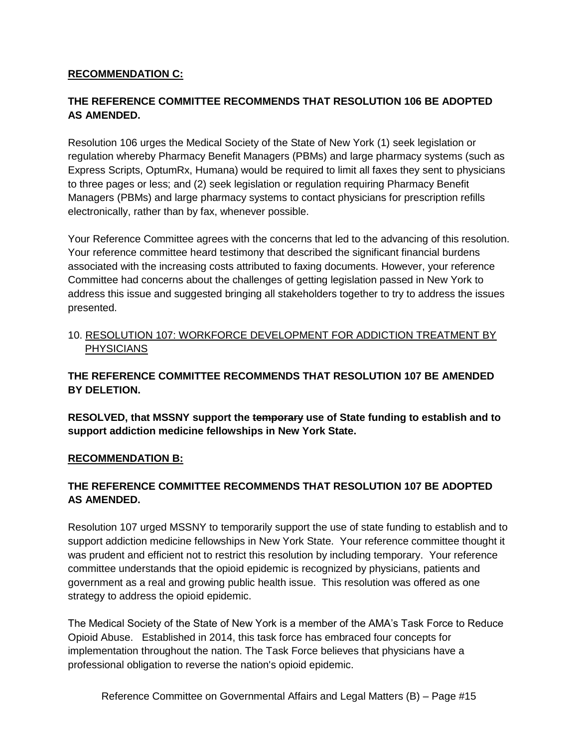**RECOMMENDATION C:**

**THE REFERENCE COMMITTEE RECOMMENDS THAT RESOLUTION 106 BE ADOPTED AS AMENDED.**

Resolution 106 urges the Medical Society of the State of New York (1) seek legislation or regulation whereby Pharmacy Benefit Managers (PBMs) and large pharmacy systems (such as Express Scripts, OptumRx, Humana) would be required to limit all faxes they sent to physicians to three pages or less; and (2) seek legislation or regulation requiring Pharmacy Benefit Managers (PBMs) and large pharmacy systems to contact physicians for prescription refills electronically, rather than by fax, whenever possible.

Your Reference Committee agrees with the concerns that led to the advancing of this resolution. Your reference committee heard testimony that described the significant financial burdens associated with the increasing costs attributed to faxing documents. However, your reference Committee had concerns about the challenges of getting legislation passed in New York to address this issue and suggested bringing all stakeholders together to try to address the issues presented.

10. RESOLUTION 107: WORKFORCE DEVELOPMENT FOR ADDICTION TREATMENT BY PHYSICIANS

**THE REFERENCE COMMITTEE RECOMMENDS THAT RESOLUTION 107 BE AMENDED BY DELETION.**

**RESOLVED, that MSSNY support the ~~temporary~~ use of State funding to establish and to support addiction medicine fellowships in New York State.**

**RECOMMENDATION B:**

**THE REFERENCE COMMITTEE RECOMMENDS THAT RESOLUTION 107 BE ADOPTED AS AMENDED.**

Resolution 107 urged MSSNY to temporarily support the use of state funding to establish and to support addiction medicine fellowships in New York State. Your reference committee thought it was prudent and efficient not to restrict this resolution by including temporary. Your reference committee understands that the opioid epidemic is recognized by physicians, patients and government as a real and growing public health issue. This resolution was offered as one strategy to address the opioid epidemic.

The Medical Society of the State of New York is a member of the AMA's Task Force to Reduce Opioid Abuse. Established in 2014, this task force has embraced four concepts for implementation throughout the nation. The Task Force believes that physicians have a professional obligation to reverse the nation's opioid epidemic.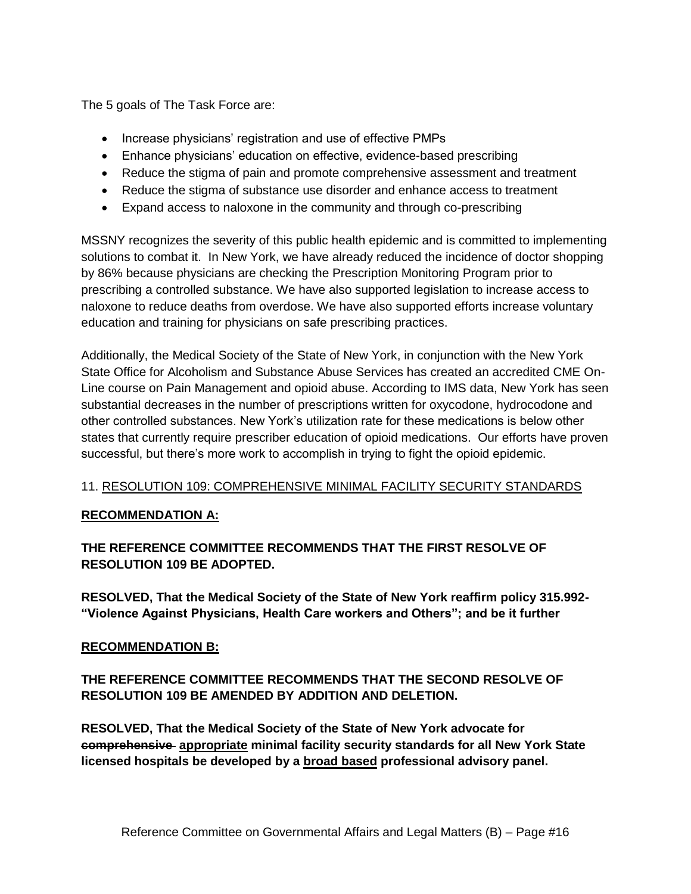The 5 goals of The Task Force are:

- Increase physicians' registration and use of effective PMPs
- Enhance physicians' education on effective, evidence-based prescribing
- Reduce the stigma of pain and promote comprehensive assessment and treatment
- Reduce the stigma of substance use disorder and enhance access to treatment
- Expand access to naloxone in the community and through co-prescribing

MSSNY recognizes the severity of this public health epidemic and is committed to implementing solutions to combat it. In New York, we have already reduced the incidence of doctor shopping by 86% because physicians are checking the Prescription Monitoring Program prior to prescribing a controlled substance. We have also supported legislation to increase access to naloxone to reduce deaths from overdose. We have also supported efforts increase voluntary education and training for physicians on safe prescribing practices.

Additionally, the Medical Society of the State of New York, in conjunction with the New York State Office for Alcoholism and Substance Abuse Services has created an accredited CME On-Line course on Pain Management and opioid abuse. According to IMS data, New York has seen substantial decreases in the number of prescriptions written for oxycodone, hydrocodone and other controlled substances. New York's utilization rate for these medications is below other states that currently require prescriber education of opioid medications. Our efforts have proven successful, but there's more work to accomplish in trying to fight the opioid epidemic.

11. <u>RESOLUTION 109: COMPREHENSIVE MINIMAL FACILITY SECURITY STANDARDS</u>

**<u>RECOMMENDATION A:</u>**

**THE REFERENCE COMMITTEE RECOMMENDS THAT THE FIRST RESOLVE OF RESOLUTION 109 BE ADOPTED.**

**RESOLVED, That the Medical Society of the State of New York reaffirm policy 315.992- "Violence Against Physicians, Health Care workers and Others"; and be it further**

**<u>RECOMMENDATION B:</u>**

**THE REFERENCE COMMITTEE RECOMMENDS THAT THE SECOND RESOLVE OF RESOLUTION 109 BE AMENDED BY ADDITION AND DELETION.**

**RESOLVED, That the Medical Society of the State of New York advocate for ~~comprehensive~~ <u>appropriate</u> minimal facility security standards for all New York State licensed hospitals be developed by a <u>broad based</u> professional advisory panel.**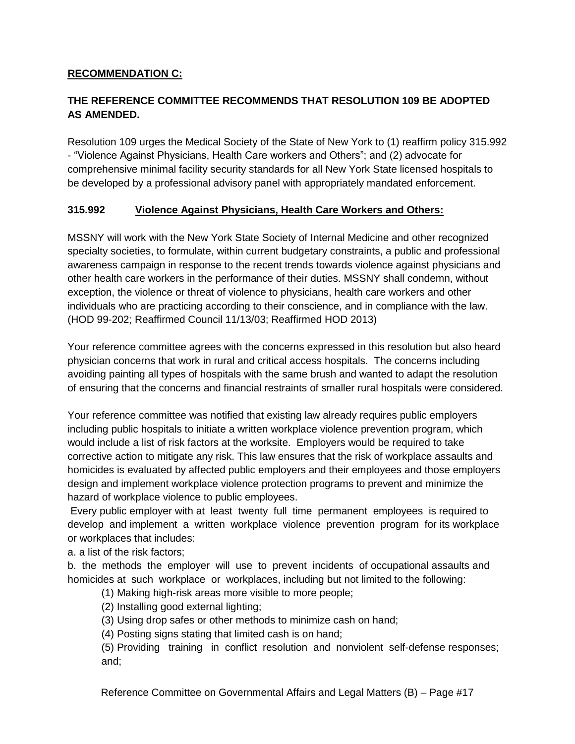**RECOMMENDATION C:**

**THE REFERENCE COMMITTEE RECOMMENDS THAT RESOLUTION 109 BE ADOPTED AS AMENDED.**

Resolution 109 urges the Medical Society of the State of New York to (1) reaffirm policy 315.992 - "Violence Against Physicians, Health Care workers and Others"; and (2) advocate for comprehensive minimal facility security standards for all New York State licensed hospitals to be developed by a professional advisory panel with appropriately mandated enforcement.

**315.992 <u>Violence Against Physicians, Health Care Workers and Others:</u>**

MSSNY will work with the New York State Society of Internal Medicine and other recognized specialty societies, to formulate, within current budgetary constraints, a public and professional awareness campaign in response to the recent trends towards violence against physicians and other health care workers in the performance of their duties. MSSNY shall condemn, without exception, the violence or threat of violence to physicians, health care workers and other individuals who are practicing according to their conscience, and in compliance with the law. (HOD 99-202; Reaffirmed Council 11/13/03; Reaffirmed HOD 2013)

Your reference committee agrees with the concerns expressed in this resolution but also heard physician concerns that work in rural and critical access hospitals. The concerns including avoiding painting all types of hospitals with the same brush and wanted to adapt the resolution of ensuring that the concerns and financial restraints of smaller rural hospitals were considered.

Your reference committee was notified that existing law already requires public employers including public hospitals to initiate a written workplace violence prevention program, which would include a list of risk factors at the worksite. Employers would be required to take corrective action to mitigate any risk. This law ensures that the risk of workplace assaults and homicides is evaluated by affected public employers and their employees and those employers design and implement workplace violence protection programs to prevent and minimize the hazard of workplace violence to public employees.

Every public employer with at least twenty full time permanent employees is required to develop and implement a written workplace violence prevention program for its workplace or workplaces that includes:

a. a list of the risk factors;

b. the methods the employer will use to prevent incidents of occupational assaults and homicides at such workplace or workplaces, including but not limited to the following:

(1) Making high-risk areas more visible to more people;

(2) Installing good external lighting;

(3) Using drop safes or other methods to minimize cash on hand;

(4) Posting signs stating that limited cash is on hand;

(5) Providing training in conflict resolution and nonviolent self-defense responses; and;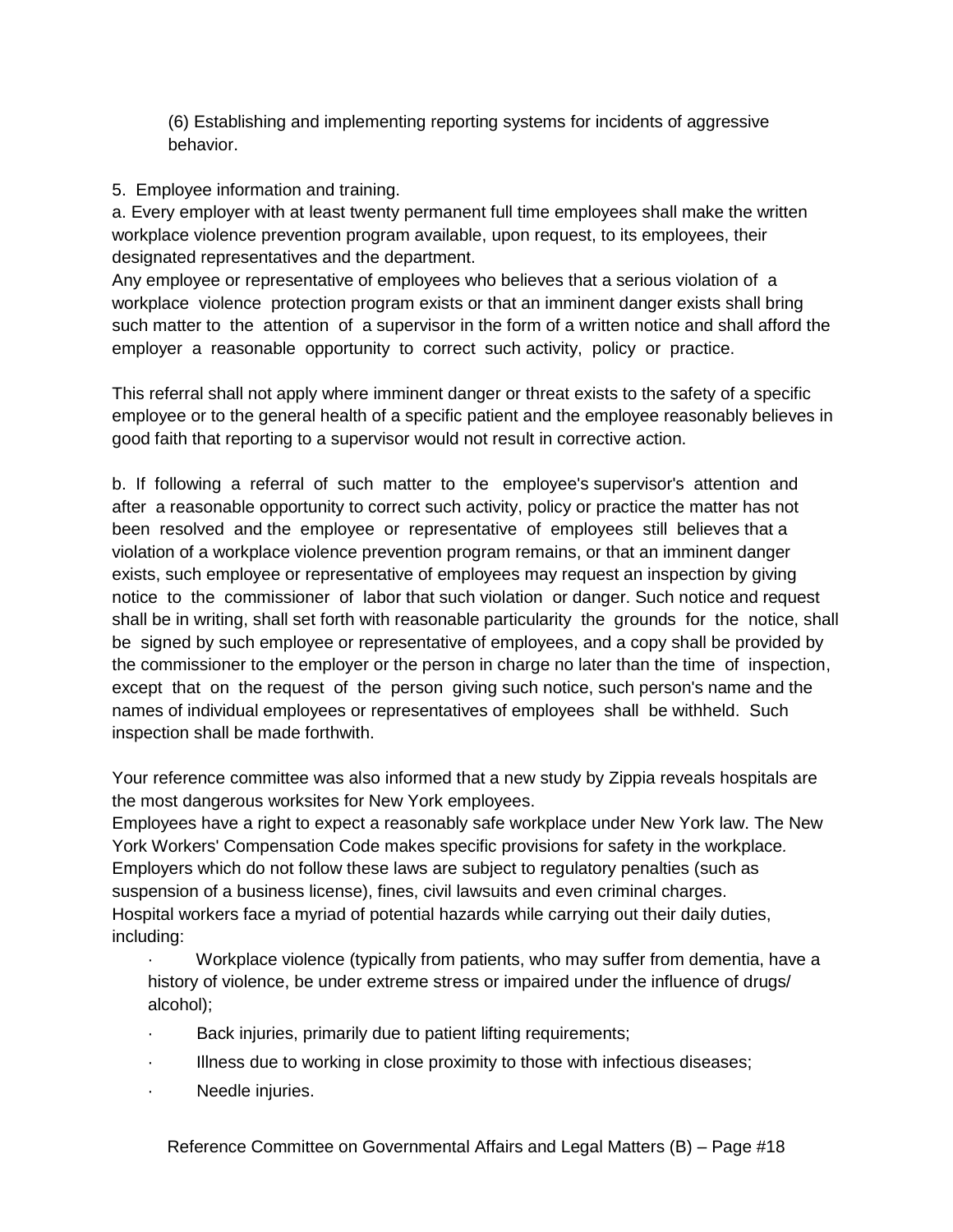(6) Establishing and implementing reporting systems for incidents of aggressive behavior.

5. Employee information and training.

a. Every employer with at least twenty permanent full time employees shall make the written workplace violence prevention program available, upon request, to its employees, their designated representatives and the department.

Any employee or representative of employees who believes that a serious violation of a workplace violence protection program exists or that an imminent danger exists shall bring such matter to the attention of a supervisor in the form of a written notice and shall afford the employer a reasonable opportunity to correct such activity, policy or practice.

This referral shall not apply where imminent danger or threat exists to the safety of a specific employee or to the general health of a specific patient and the employee reasonably believes in good faith that reporting to a supervisor would not result in corrective action.

b. If following a referral of such matter to the employee's supervisor's attention and after a reasonable opportunity to correct such activity, policy or practice the matter has not been resolved and the employee or representative of employees still believes that a violation of a workplace violence prevention program remains, or that an imminent danger exists, such employee or representative of employees may request an inspection by giving notice to the commissioner of labor that such violation or danger. Such notice and request shall be in writing, shall set forth with reasonable particularity the grounds for the notice, shall be signed by such employee or representative of employees, and a copy shall be provided by the commissioner to the employer or the person in charge no later than the time of inspection, except that on the request of the person giving such notice, such person's name and the names of individual employees or representatives of employees shall be withheld. Such inspection shall be made forthwith.

Your reference committee was also informed that a new study by Zippia reveals hospitals are the most dangerous worksites for New York employees.

Employees have a right to expect a reasonably safe workplace under New York law. The New York Workers' Compensation Code makes specific provisions for safety in the workplace. Employers which do not follow these laws are subject to regulatory penalties (such as suspension of a business license), fines, civil lawsuits and even criminal charges.

Hospital workers face a myriad of potential hazards while carrying out their daily duties, including:

- Workplace violence (typically from patients, who may suffer from dementia, have a history of violence, be under extreme stress or impaired under the influence of drugs/ alcohol);
- Back injuries, primarily due to patient lifting requirements;
- Illness due to working in close proximity to those with infectious diseases;
- Needle injuries.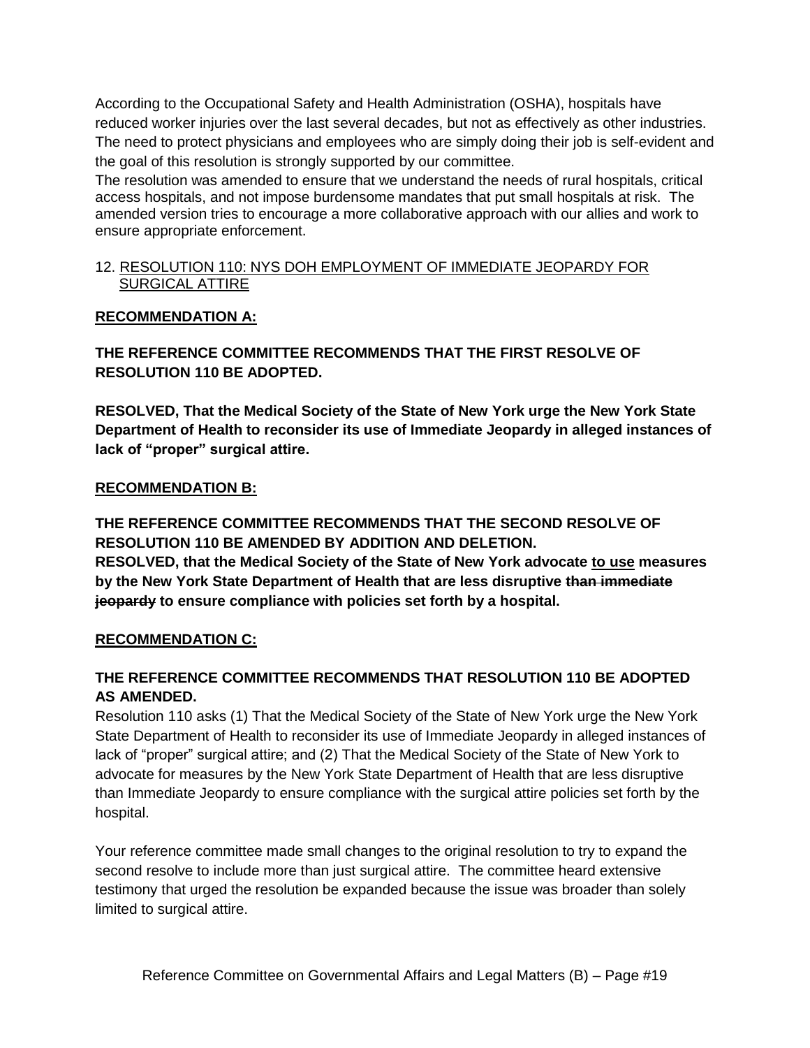According to the Occupational Safety and Health Administration (OSHA), hospitals have reduced worker injuries over the last several decades, but not as effectively as other industries. The need to protect physicians and employees who are simply doing their job is self-evident and the goal of this resolution is strongly supported by our committee.
The resolution was amended to ensure that we understand the needs of rural hospitals, critical access hospitals, and not impose burdensome mandates that put small hospitals at risk. The amended version tries to encourage a more collaborative approach with our allies and work to ensure appropriate enforcement.

12. <u>RESOLUTION 110: NYS DOH EMPLOYMENT OF IMMEDIATE JEOPARDY FOR SURGICAL ATTIRE</u>

**<u>RECOMMENDATION A:</u>**

**THE REFERENCE COMMITTEE RECOMMENDS THAT THE FIRST RESOLVE OF RESOLUTION 110 BE ADOPTED.**

**RESOLVED, That the Medical Society of the State of New York urge the New York State Department of Health to reconsider its use of Immediate Jeopardy in alleged instances of lack of "proper" surgical attire.**

**<u>RECOMMENDATION B:</u>**

**THE REFERENCE COMMITTEE RECOMMENDS THAT THE SECOND RESOLVE OF RESOLUTION 110 BE AMENDED BY ADDITION AND DELETION.**
**RESOLVED, that the Medical Society of the State of New York advocate <u>to use</u> measures by the New York State Department of Health that are less disruptive ~~than immediate jeopardy~~ to ensure compliance with policies set forth by a hospital.**

**<u>RECOMMENDATION C:</u>**

**THE REFERENCE COMMITTEE RECOMMENDS THAT RESOLUTION 110 BE ADOPTED AS AMENDED.**
Resolution 110 asks (1) That the Medical Society of the State of New York urge the New York State Department of Health to reconsider its use of Immediate Jeopardy in alleged instances of lack of "proper" surgical attire; and (2) That the Medical Society of the State of New York to advocate for measures by the New York State Department of Health that are less disruptive than Immediate Jeopardy to ensure compliance with the surgical attire policies set forth by the hospital.

Your reference committee made small changes to the original resolution to try to expand the second resolve to include more than just surgical attire. The committee heard extensive testimony that urged the resolution be expanded because the issue was broader than solely limited to surgical attire.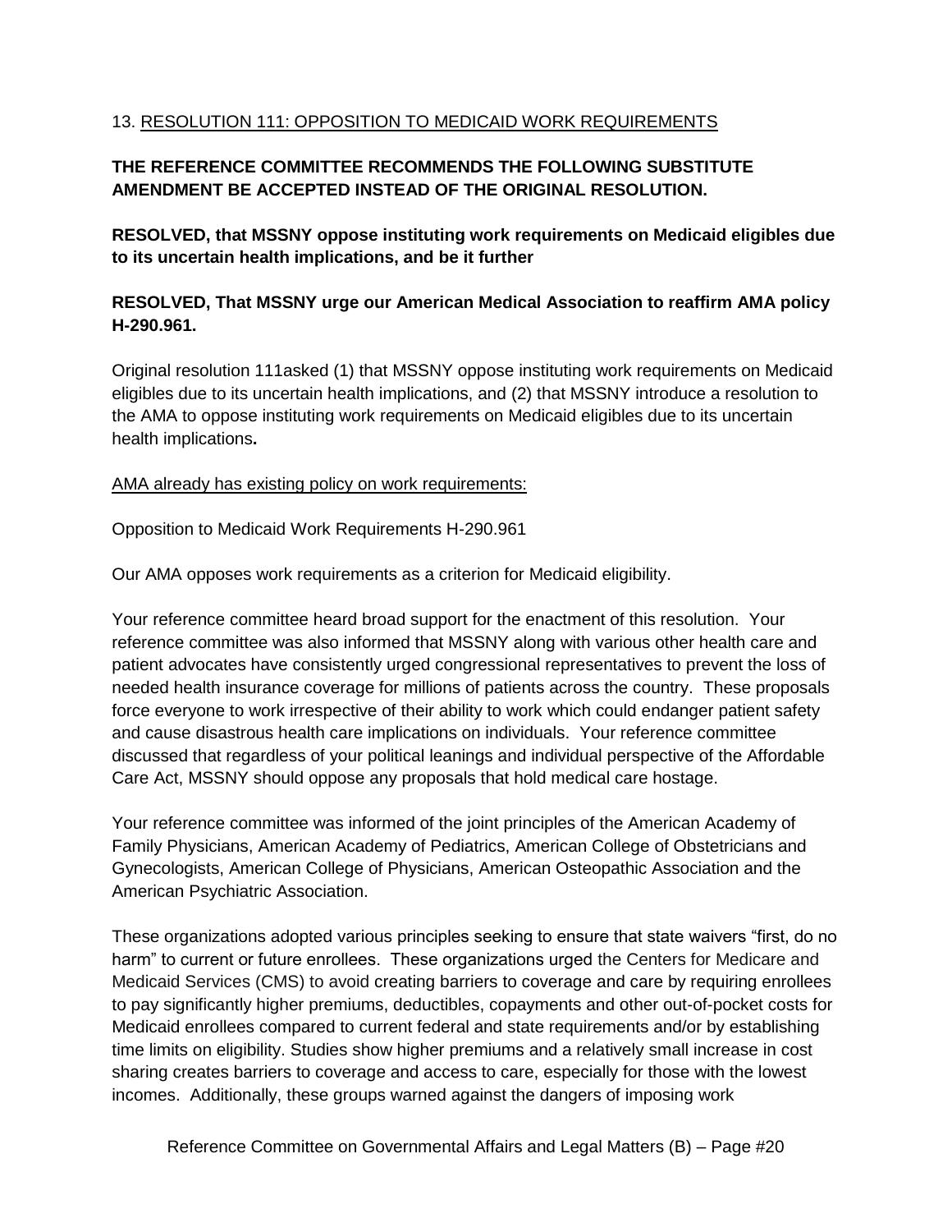13. RESOLUTION 111: OPPOSITION TO MEDICAID WORK REQUIREMENTS

**THE REFERENCE COMMITTEE RECOMMENDS THE FOLLOWING SUBSTITUTE AMENDMENT BE ACCEPTED INSTEAD OF THE ORIGINAL RESOLUTION.**

**RESOLVED, that MSSNY oppose instituting work requirements on Medicaid eligibles due to its uncertain health implications, and be it further**

**RESOLVED, That MSSNY urge our American Medical Association to reaffirm AMA policy H-290.961.**

Original resolution 111asked (1) that MSSNY oppose instituting work requirements on Medicaid eligibles due to its uncertain health implications, and (2) that MSSNY introduce a resolution to the AMA to oppose instituting work requirements on Medicaid eligibles due to its uncertain health implications**.**

AMA already has existing policy on work requirements:

Opposition to Medicaid Work Requirements H-290.961

Our AMA opposes work requirements as a criterion for Medicaid eligibility.

Your reference committee heard broad support for the enactment of this resolution. Your reference committee was also informed that MSSNY along with various other health care and patient advocates have consistently urged congressional representatives to prevent the loss of needed health insurance coverage for millions of patients across the country. These proposals force everyone to work irrespective of their ability to work which could endanger patient safety and cause disastrous health care implications on individuals. Your reference committee discussed that regardless of your political leanings and individual perspective of the Affordable Care Act, MSSNY should oppose any proposals that hold medical care hostage.

Your reference committee was informed of the joint principles of the American Academy of Family Physicians, American Academy of Pediatrics, American College of Obstetricians and Gynecologists, American College of Physicians, American Osteopathic Association and the American Psychiatric Association.

These organizations adopted various principles seeking to ensure that state waivers "first, do no harm" to current or future enrollees. These organizations urged the Centers for Medicare and Medicaid Services (CMS) to avoid creating barriers to coverage and care by requiring enrollees to pay significantly higher premiums, deductibles, copayments and other out-of-pocket costs for Medicaid enrollees compared to current federal and state requirements and/or by establishing time limits on eligibility. Studies show higher premiums and a relatively small increase in cost sharing creates barriers to coverage and access to care, especially for those with the lowest incomes. Additionally, these groups warned against the dangers of imposing work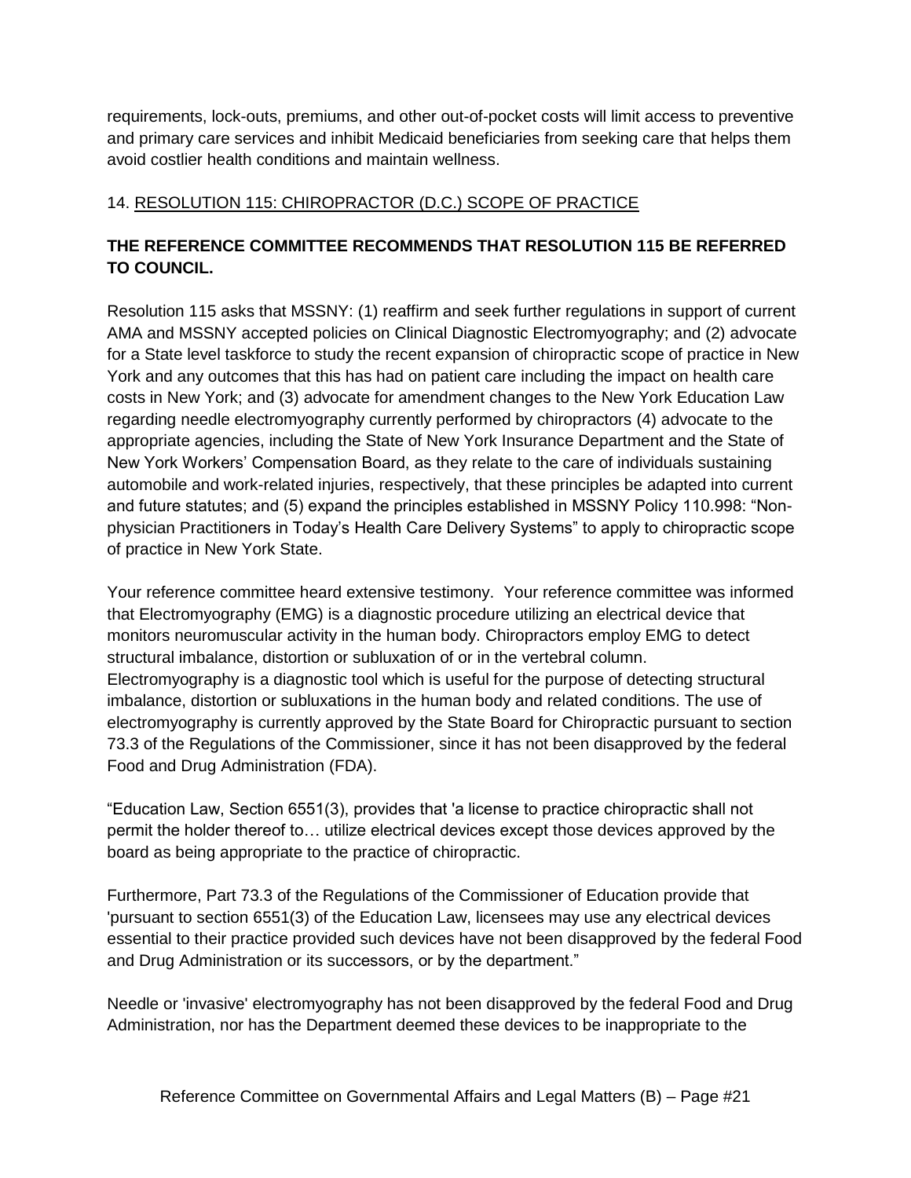requirements, lock-outs, premiums, and other out-of-pocket costs will limit access to preventive and primary care services and inhibit Medicaid beneficiaries from seeking care that helps them avoid costlier health conditions and maintain wellness.

14. <u>RESOLUTION 115: CHIROPRACTOR (D.C.) SCOPE OF PRACTICE</u>

**THE REFERENCE COMMITTEE RECOMMENDS THAT RESOLUTION 115 BE REFERRED TO COUNCIL.**

Resolution 115 asks that MSSNY: (1) reaffirm and seek further regulations in support of current AMA and MSSNY accepted policies on Clinical Diagnostic Electromyography; and (2) advocate for a State level taskforce to study the recent expansion of chiropractic scope of practice in New York and any outcomes that this has had on patient care including the impact on health care costs in New York; and (3) advocate for amendment changes to the New York Education Law regarding needle electromyography currently performed by chiropractors (4) advocate to the appropriate agencies, including the State of New York Insurance Department and the State of New York Workers' Compensation Board, as they relate to the care of individuals sustaining automobile and work-related injuries, respectively, that these principles be adapted into current and future statutes; and (5) expand the principles established in MSSNY Policy 110.998: "Non-physician Practitioners in Today's Health Care Delivery Systems" to apply to chiropractic scope of practice in New York State.

Your reference committee heard extensive testimony. Your reference committee was informed that Electromyography (EMG) is a diagnostic procedure utilizing an electrical device that monitors neuromuscular activity in the human body. Chiropractors employ EMG to detect structural imbalance, distortion or subluxation of or in the vertebral column. Electromyography is a diagnostic tool which is useful for the purpose of detecting structural imbalance, distortion or subluxations in the human body and related conditions. The use of electromyography is currently approved by the State Board for Chiropractic pursuant to section 73.3 of the Regulations of the Commissioner, since it has not been disapproved by the federal Food and Drug Administration (FDA).

"Education Law, Section 6551(3), provides that 'a license to practice chiropractic shall not permit the holder thereof to… utilize electrical devices except those devices approved by the board as being appropriate to the practice of chiropractic.

Furthermore, Part 73.3 of the Regulations of the Commissioner of Education provide that 'pursuant to section 6551(3) of the Education Law, licensees may use any electrical devices essential to their practice provided such devices have not been disapproved by the federal Food and Drug Administration or its successors, or by the department."

Needle or 'invasive' electromyography has not been disapproved by the federal Food and Drug Administration, nor has the Department deemed these devices to be inappropriate to the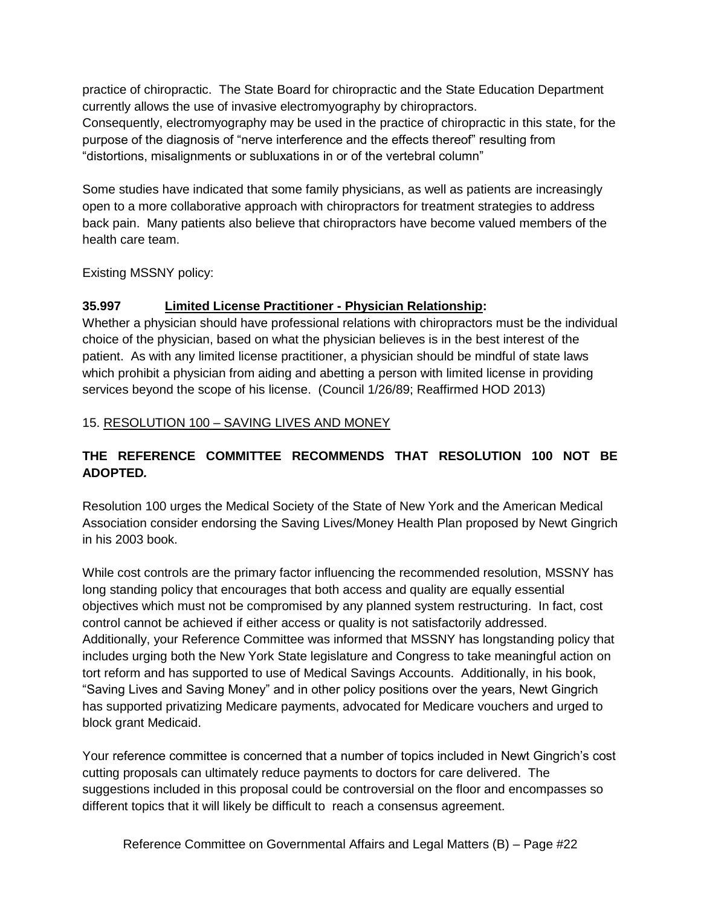practice of chiropractic. The State Board for chiropractic and the State Education Department currently allows the use of invasive electromyography by chiropractors. Consequently, electromyography may be used in the practice of chiropractic in this state, for the purpose of the diagnosis of "nerve interference and the effects thereof" resulting from "distortions, misalignments or subluxations in or of the vertebral column"

Some studies have indicated that some family physicians, as well as patients are increasingly open to a more collaborative approach with chiropractors for treatment strategies to address back pain. Many patients also believe that chiropractors have become valued members of the health care team.

Existing MSSNY policy:

**35.997 <u>Limited License Practitioner - Physician Relationship</u>:**
Whether a physician should have professional relations with chiropractors must be the individual choice of the physician, based on what the physician believes is in the best interest of the patient. As with any limited license practitioner, a physician should be mindful of state laws which prohibit a physician from aiding and abetting a person with limited license in providing services beyond the scope of his license. (Council 1/26/89; Reaffirmed HOD 2013)

15. <u>RESOLUTION 100 – SAVING LIVES AND MONEY</u>

**THE REFERENCE COMMITTEE RECOMMENDS THAT RESOLUTION 100 NOT BE ADOPTED.**

Resolution 100 urges the Medical Society of the State of New York and the American Medical Association consider endorsing the Saving Lives/Money Health Plan proposed by Newt Gingrich in his 2003 book.

While cost controls are the primary factor influencing the recommended resolution, MSSNY has long standing policy that encourages that both access and quality are equally essential objectives which must not be compromised by any planned system restructuring. In fact, cost control cannot be achieved if either access or quality is not satisfactorily addressed. Additionally, your Reference Committee was informed that MSSNY has longstanding policy that includes urging both the New York State legislature and Congress to take meaningful action on tort reform and has supported to use of Medical Savings Accounts. Additionally, in his book, "Saving Lives and Saving Money" and in other policy positions over the years, Newt Gingrich has supported privatizing Medicare payments, advocated for Medicare vouchers and urged to block grant Medicaid.

Your reference committee is concerned that a number of topics included in Newt Gingrich's cost cutting proposals can ultimately reduce payments to doctors for care delivered. The suggestions included in this proposal could be controversial on the floor and encompasses so different topics that it will likely be difficult to reach a consensus agreement.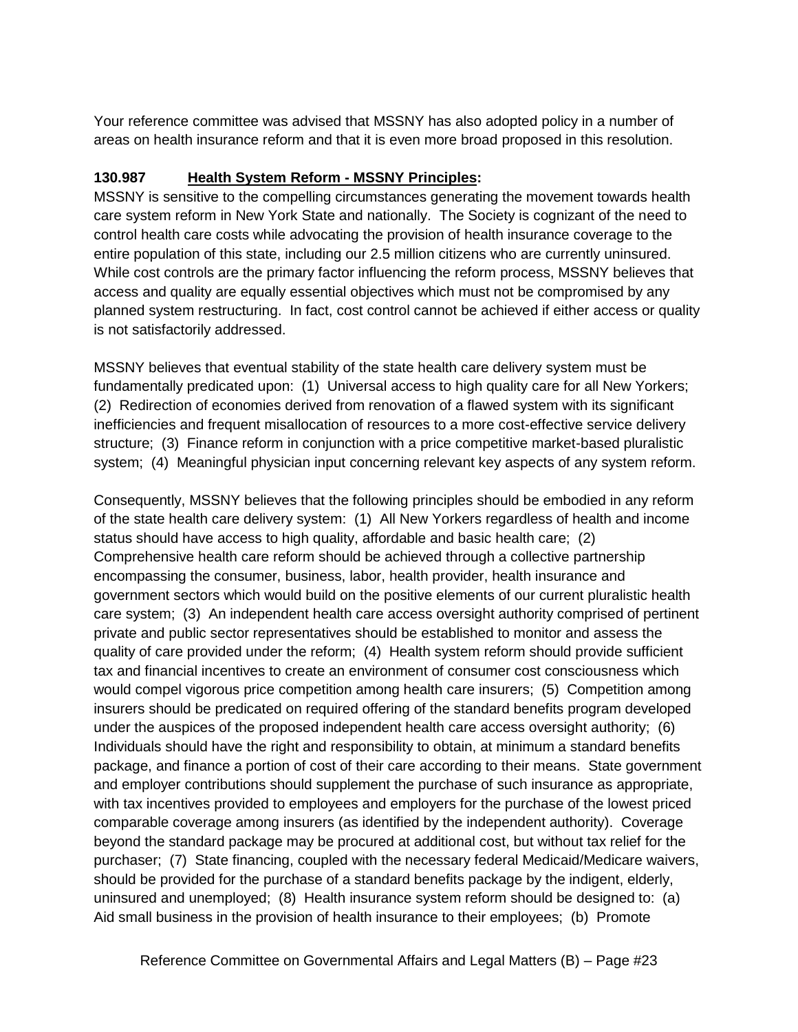Your reference committee was advised that MSSNY has also adopted policy in a number of areas on health insurance reform and that it is even more broad proposed in this resolution.

**130.987 Health System Reform - MSSNY Principles:**
MSSNY is sensitive to the compelling circumstances generating the movement towards health care system reform in New York State and nationally. The Society is cognizant of the need to control health care costs while advocating the provision of health insurance coverage to the entire population of this state, including our 2.5 million citizens who are currently uninsured. While cost controls are the primary factor influencing the reform process, MSSNY believes that access and quality are equally essential objectives which must not be compromised by any planned system restructuring. In fact, cost control cannot be achieved if either access or quality is not satisfactorily addressed.

MSSNY believes that eventual stability of the state health care delivery system must be fundamentally predicated upon: (1) Universal access to high quality care for all New Yorkers; (2) Redirection of economies derived from renovation of a flawed system with its significant inefficiencies and frequent misallocation of resources to a more cost-effective service delivery structure; (3) Finance reform in conjunction with a price competitive market-based pluralistic system; (4) Meaningful physician input concerning relevant key aspects of any system reform.

Consequently, MSSNY believes that the following principles should be embodied in any reform of the state health care delivery system: (1) All New Yorkers regardless of health and income status should have access to high quality, affordable and basic health care; (2) Comprehensive health care reform should be achieved through a collective partnership encompassing the consumer, business, labor, health provider, health insurance and government sectors which would build on the positive elements of our current pluralistic health care system; (3) An independent health care access oversight authority comprised of pertinent private and public sector representatives should be established to monitor and assess the quality of care provided under the reform; (4) Health system reform should provide sufficient tax and financial incentives to create an environment of consumer cost consciousness which would compel vigorous price competition among health care insurers; (5) Competition among insurers should be predicated on required offering of the standard benefits program developed under the auspices of the proposed independent health care access oversight authority; (6) Individuals should have the right and responsibility to obtain, at minimum a standard benefits package, and finance a portion of cost of their care according to their means. State government and employer contributions should supplement the purchase of such insurance as appropriate, with tax incentives provided to employees and employers for the purchase of the lowest priced comparable coverage among insurers (as identified by the independent authority). Coverage beyond the standard package may be procured at additional cost, but without tax relief for the purchaser; (7) State financing, coupled with the necessary federal Medicaid/Medicare waivers, should be provided for the purchase of a standard benefits package by the indigent, elderly, uninsured and unemployed; (8) Health insurance system reform should be designed to: (a) Aid small business in the provision of health insurance to their employees; (b) Promote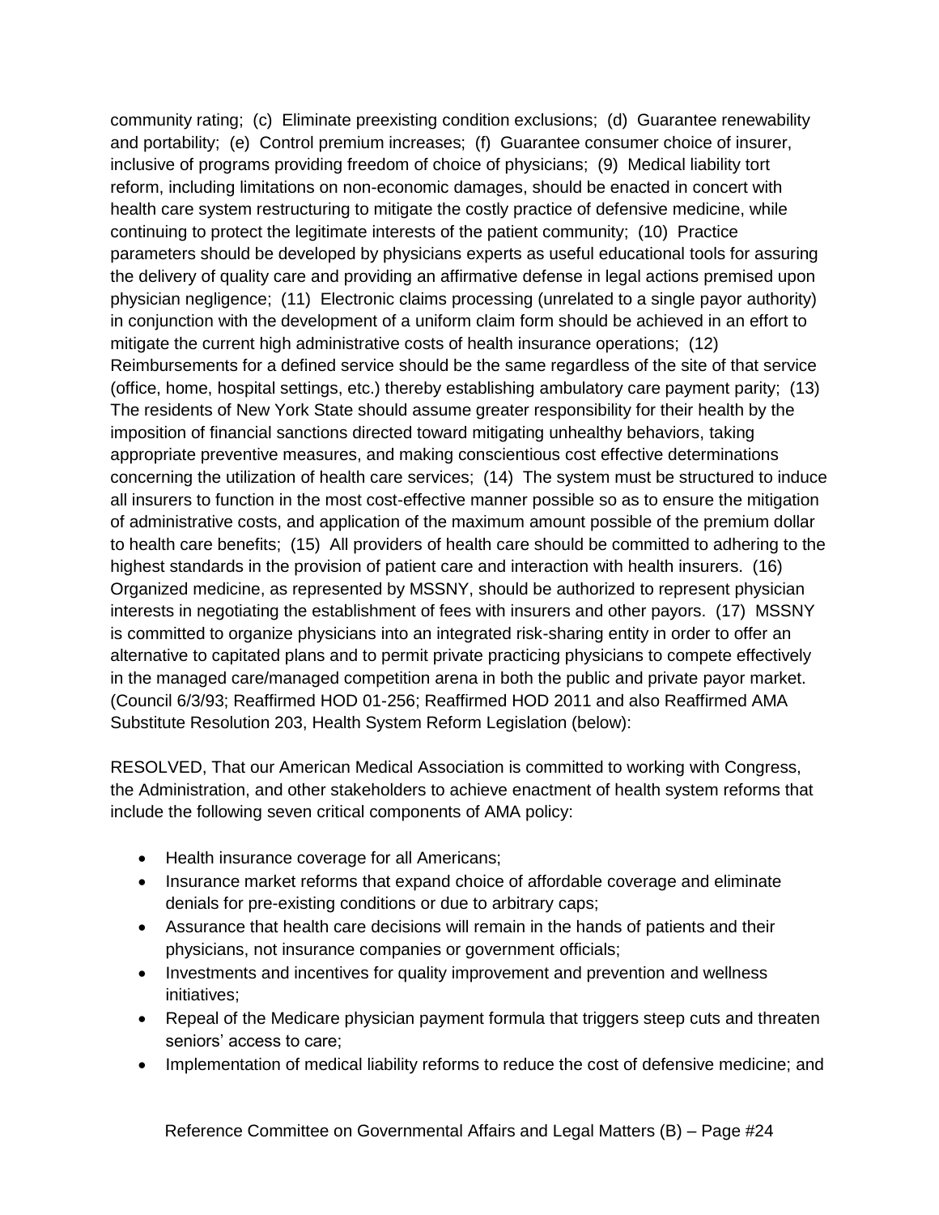community rating;  (c)  Eliminate preexisting condition exclusions;  (d)  Guarantee renewability and portability;  (e)  Control premium increases;  (f)  Guarantee consumer choice of insurer, inclusive of programs providing freedom of choice of physicians;  (9)  Medical liability tort reform, including limitations on non-economic damages, should be enacted in concert with health care system restructuring to mitigate the costly practice of defensive medicine, while continuing to protect the legitimate interests of the patient community;  (10)  Practice parameters should be developed by physicians experts as useful educational tools for assuring the delivery of quality care and providing an affirmative defense in legal actions premised upon physician negligence;  (11)  Electronic claims processing (unrelated to a single payor authority) in conjunction with the development of a uniform claim form should be achieved in an effort to mitigate the current high administrative costs of health insurance operations;  (12)  Reimbursements for a defined service should be the same regardless of the site of that service (office, home, hospital settings, etc.) thereby establishing ambulatory care payment parity;  (13)  The residents of New York State should assume greater responsibility for their health by the imposition of financial sanctions directed toward mitigating unhealthy behaviors, taking appropriate preventive measures, and making conscientious cost effective determinations concerning the utilization of health care services;  (14)  The system must be structured to induce all insurers to function in the most cost-effective manner possible so as to ensure the mitigation of administrative costs, and application of the maximum amount possible of the premium dollar to health care benefits;  (15)  All providers of health care should be committed to adhering to the highest standards in the provision of patient care and interaction with health insurers.  (16)  Organized medicine, as represented by MSSNY, should be authorized to represent physician interests in negotiating the establishment of fees with insurers and other payors.  (17)  MSSNY is committed to organize physicians into an integrated risk-sharing entity in order to offer an alternative to capitated plans and to permit private practicing physicians to compete effectively in the managed care/managed competition arena in both the public and private payor market. (Council 6/3/93; Reaffirmed HOD 01-256; Reaffirmed HOD 2011 and also Reaffirmed AMA Substitute Resolution 203, Health System Reform Legislation (below):

RESOLVED, That our American Medical Association is committed to working with Congress, the Administration, and other stakeholders to achieve enactment of health system reforms that include the following seven critical components of AMA policy:

- Health insurance coverage for all Americans;
- Insurance market reforms that expand choice of affordable coverage and eliminate denials for pre-existing conditions or due to arbitrary caps;
- Assurance that health care decisions will remain in the hands of patients and their physicians, not insurance companies or government officials;
- Investments and incentives for quality improvement and prevention and wellness initiatives;
- Repeal of the Medicare physician payment formula that triggers steep cuts and threaten seniors' access to care;
- Implementation of medical liability reforms to reduce the cost of defensive medicine; and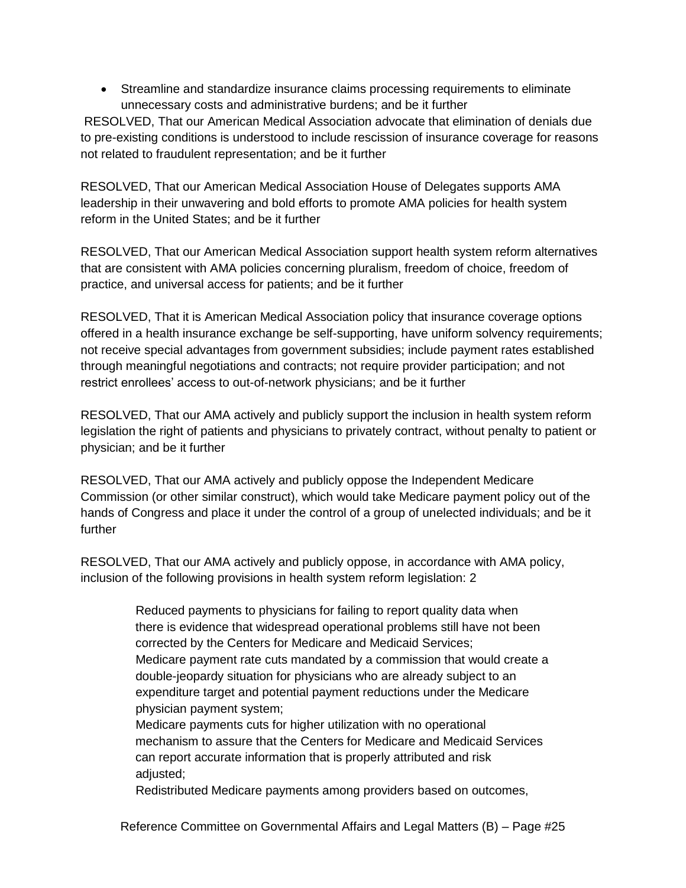- Streamline and standardize insurance claims processing requirements to eliminate unnecessary costs and administrative burdens; and be it further

RESOLVED, That our American Medical Association advocate that elimination of denials due to pre-existing conditions is understood to include rescission of insurance coverage for reasons not related to fraudulent representation; and be it further

RESOLVED, That our American Medical Association House of Delegates supports AMA leadership in their unwavering and bold efforts to promote AMA policies for health system reform in the United States; and be it further

RESOLVED, That our American Medical Association support health system reform alternatives that are consistent with AMA policies concerning pluralism, freedom of choice, freedom of practice, and universal access for patients; and be it further

RESOLVED, That it is American Medical Association policy that insurance coverage options offered in a health insurance exchange be self-supporting, have uniform solvency requirements; not receive special advantages from government subsidies; include payment rates established through meaningful negotiations and contracts; not require provider participation; and not restrict enrollees' access to out-of-network physicians; and be it further

RESOLVED, That our AMA actively and publicly support the inclusion in health system reform legislation the right of patients and physicians to privately contract, without penalty to patient or physician; and be it further

RESOLVED, That our AMA actively and publicly oppose the Independent Medicare Commission (or other similar construct), which would take Medicare payment policy out of the hands of Congress and place it under the control of a group of unelected individuals; and be it further

RESOLVED, That our AMA actively and publicly oppose, in accordance with AMA policy, inclusion of the following provisions in health system reform legislation: 2

> Reduced payments to physicians for failing to report quality data when there is evidence that widespread operational problems still have not been corrected by the Centers for Medicare and Medicaid Services;
> Medicare payment rate cuts mandated by a commission that would create a double-jeopardy situation for physicians who are already subject to an expenditure target and potential payment reductions under the Medicare physician payment system;
> Medicare payments cuts for higher utilization with no operational mechanism to assure that the Centers for Medicare and Medicaid Services can report accurate information that is properly attributed and risk adjusted;
> Redistributed Medicare payments among providers based on outcomes,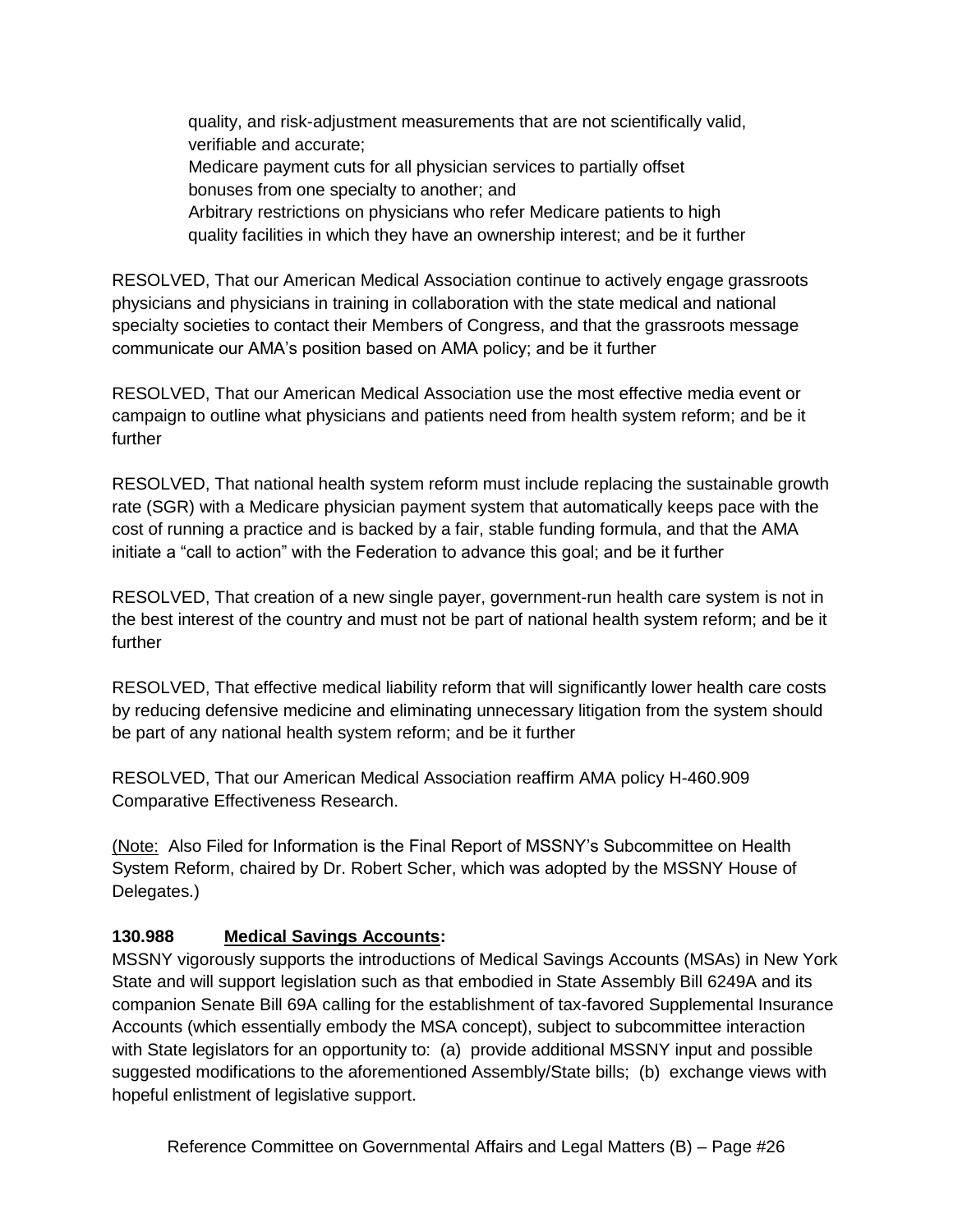quality, and risk-adjustment measurements that are not scientifically valid, verifiable and accurate;

Medicare payment cuts for all physician services to partially offset bonuses from one specialty to another; and

Arbitrary restrictions on physicians who refer Medicare patients to high quality facilities in which they have an ownership interest; and be it further

RESOLVED, That our American Medical Association continue to actively engage grassroots physicians and physicians in training in collaboration with the state medical and national specialty societies to contact their Members of Congress, and that the grassroots message communicate our AMA's position based on AMA policy; and be it further

RESOLVED, That our American Medical Association use the most effective media event or campaign to outline what physicians and patients need from health system reform; and be it further

RESOLVED, That national health system reform must include replacing the sustainable growth rate (SGR) with a Medicare physician payment system that automatically keeps pace with the cost of running a practice and is backed by a fair, stable funding formula, and that the AMA initiate a "call to action" with the Federation to advance this goal; and be it further

RESOLVED, That creation of a new single payer, government-run health care system is not in the best interest of the country and must not be part of national health system reform; and be it further

RESOLVED, That effective medical liability reform that will significantly lower health care costs by reducing defensive medicine and eliminating unnecessary litigation from the system should be part of any national health system reform; and be it further

RESOLVED, That our American Medical Association reaffirm AMA policy H-460.909 Comparative Effectiveness Research.

(Note: Also Filed for Information is the Final Report of MSSNY's Subcommittee on Health System Reform, chaired by Dr. Robert Scher, which was adopted by the MSSNY House of Delegates.)

**130.988 Medical Savings Accounts:**

MSSNY vigorously supports the introductions of Medical Savings Accounts (MSAs) in New York State and will support legislation such as that embodied in State Assembly Bill 6249A and its companion Senate Bill 69A calling for the establishment of tax-favored Supplemental Insurance Accounts (which essentially embody the MSA concept), subject to subcommittee interaction with State legislators for an opportunity to: (a) provide additional MSSNY input and possible suggested modifications to the aforementioned Assembly/State bills; (b) exchange views with hopeful enlistment of legislative support.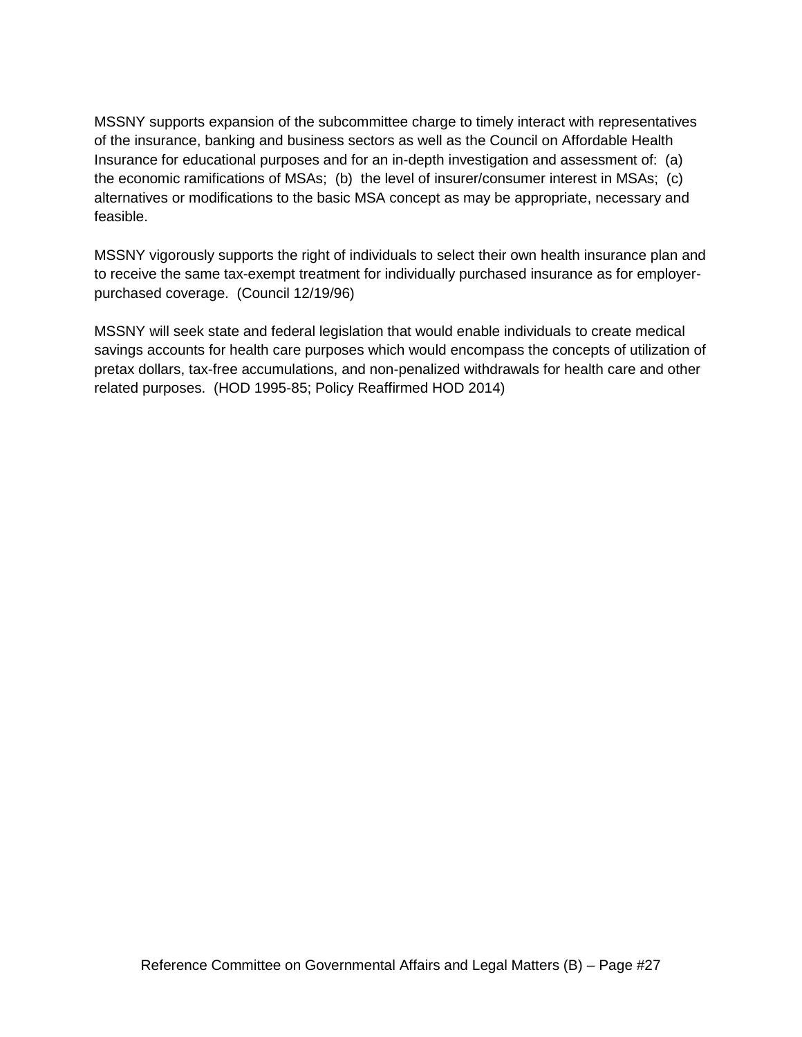MSSNY supports expansion of the subcommittee charge to timely interact with representatives of the insurance, banking and business sectors as well as the Council on Affordable Health Insurance for educational purposes and for an in-depth investigation and assessment of: (a) the economic ramifications of MSAs; (b) the level of insurer/consumer interest in MSAs; (c) alternatives or modifications to the basic MSA concept as may be appropriate, necessary and feasible.

MSSNY vigorously supports the right of individuals to select their own health insurance plan and to receive the same tax-exempt treatment for individually purchased insurance as for employer-purchased coverage. (Council 12/19/96)

MSSNY will seek state and federal legislation that would enable individuals to create medical savings accounts for health care purposes which would encompass the concepts of utilization of pretax dollars, tax-free accumulations, and non-penalized withdrawals for health care and other related purposes. (HOD 1995-85; Policy Reaffirmed HOD 2014)